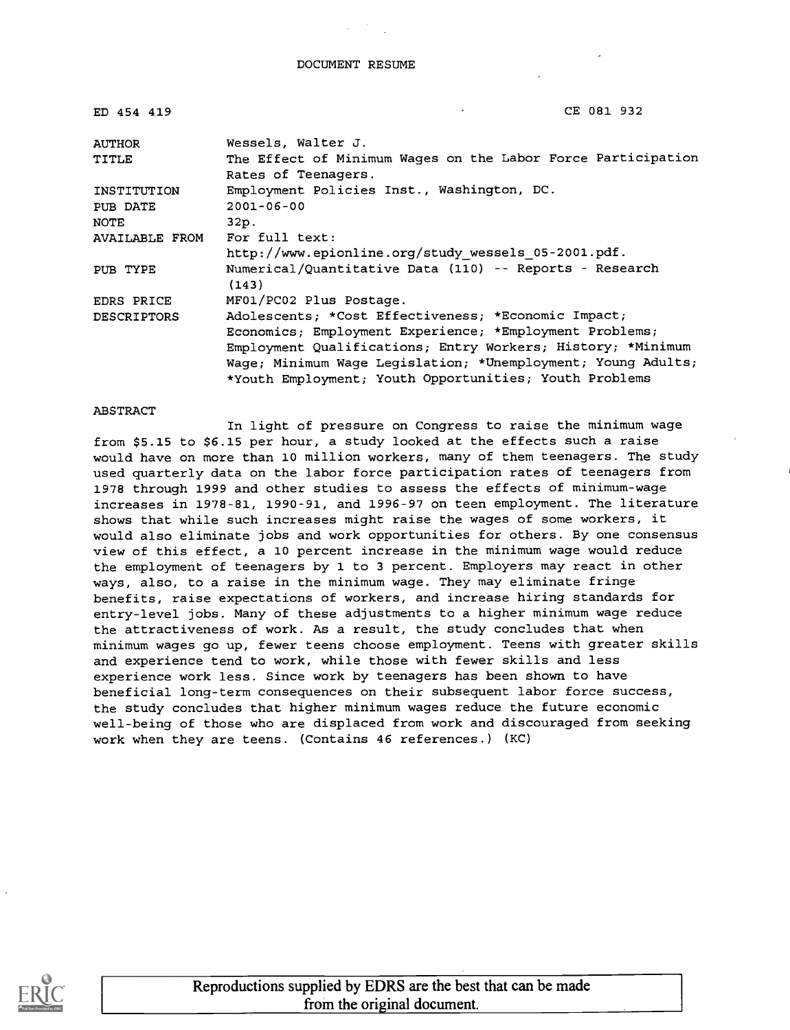DOCUMENT RESUME

| | |
|---|---|
| ED 454 419 | CE 081 932 |
| AUTHOR | Wessels, Walter J. |
| TITLE | The Effect of Minimum Wages on the Labor Force Participation Rates of Teenagers. |
| INSTITUTION | Employment Policies Inst., Washington, DC. |
| PUB DATE | 2001-06-00 |
| NOTE | 32p. |
| AVAILABLE FROM | For full text: http://www.epionline.org/study_wessels_05-2001.pdf. |
| PUB TYPE | Numerical/Quantitative Data (110) -- Reports - Research (143) |
| EDRS PRICE | MF01/PC02 Plus Postage. |
| DESCRIPTORS | Adolescents; *Cost Effectiveness; *Economic Impact; Economics; Employment Experience; *Employment Problems; Employment Qualifications; Entry Workers; History; *Minimum Wage; Minimum Wage Legislation; *Unemployment; Young Adults; *Youth Employment; Youth Opportunities; Youth Problems |

ABSTRACT

In light of pressure on Congress to raise the minimum wage from $5.15 to $6.15 per hour, a study looked at the effects such a raise would have on more than 10 million workers, many of them teenagers. The study used quarterly data on the labor force participation rates of teenagers from 1978 through 1999 and other studies to assess the effects of minimum-wage increases in 1978-81, 1990-91, and 1996-97 on teen employment. The literature shows that while such increases might raise the wages of some workers, it would also eliminate jobs and work opportunities for others. By one consensus view of this effect, a 10 percent increase in the minimum wage would reduce the employment of teenagers by 1 to 3 percent. Employers may react in other ways, also, to a raise in the minimum wage. They may eliminate fringe benefits, raise expectations of workers, and increase hiring standards for entry-level jobs. Many of these adjustments to a higher minimum wage reduce the attractiveness of work. As a result, the study concludes that when minimum wages go up, fewer teens choose employment. Teens with greater skills and experience tend to work, while those with fewer skills and less experience work less. Since work by teenagers has been shown to have beneficial long-term consequences on their subsequent labor force success, the study concludes that higher minimum wages reduce the future economic well-being of those who are displaced from work and discouraged from seeking work when they are teens. (Contains 46 references.) (KC)

Reproductions supplied by EDRS are the best that can be made from the original document.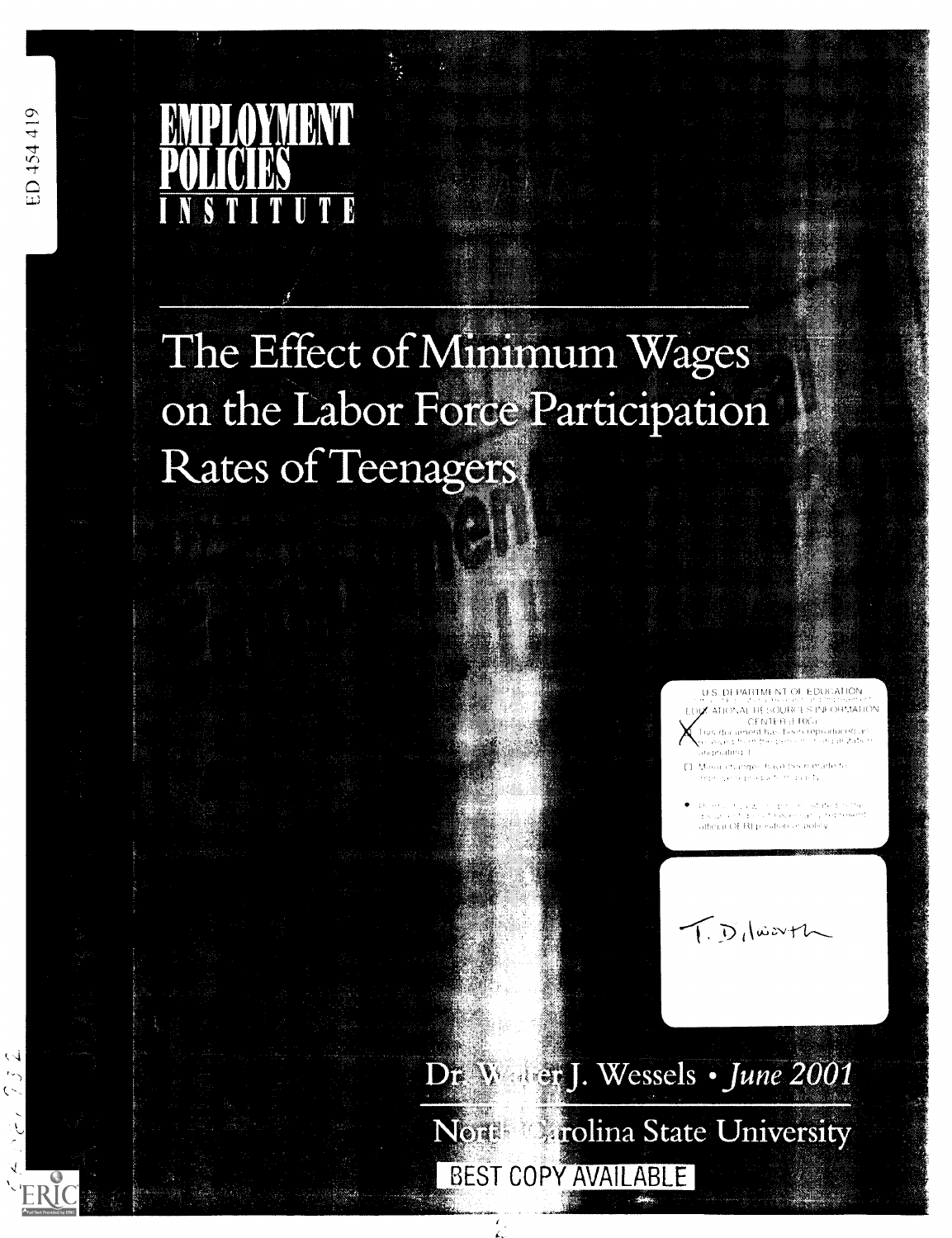# EMPLOYMENT POLICIES INSTITUTE

# The Effect of Minimum Wages on the Labor Force Participation Rates of Teenagers

U.S. DEPARTMENT OF EDUCATION
EDUCATIONAL RESOURCES INFORMATION CENTER (ERIC)

T. Dilworth

Dr. Walter J. Wessels • *June 2001*

North Carolina State University

BEST COPY AVAILABLE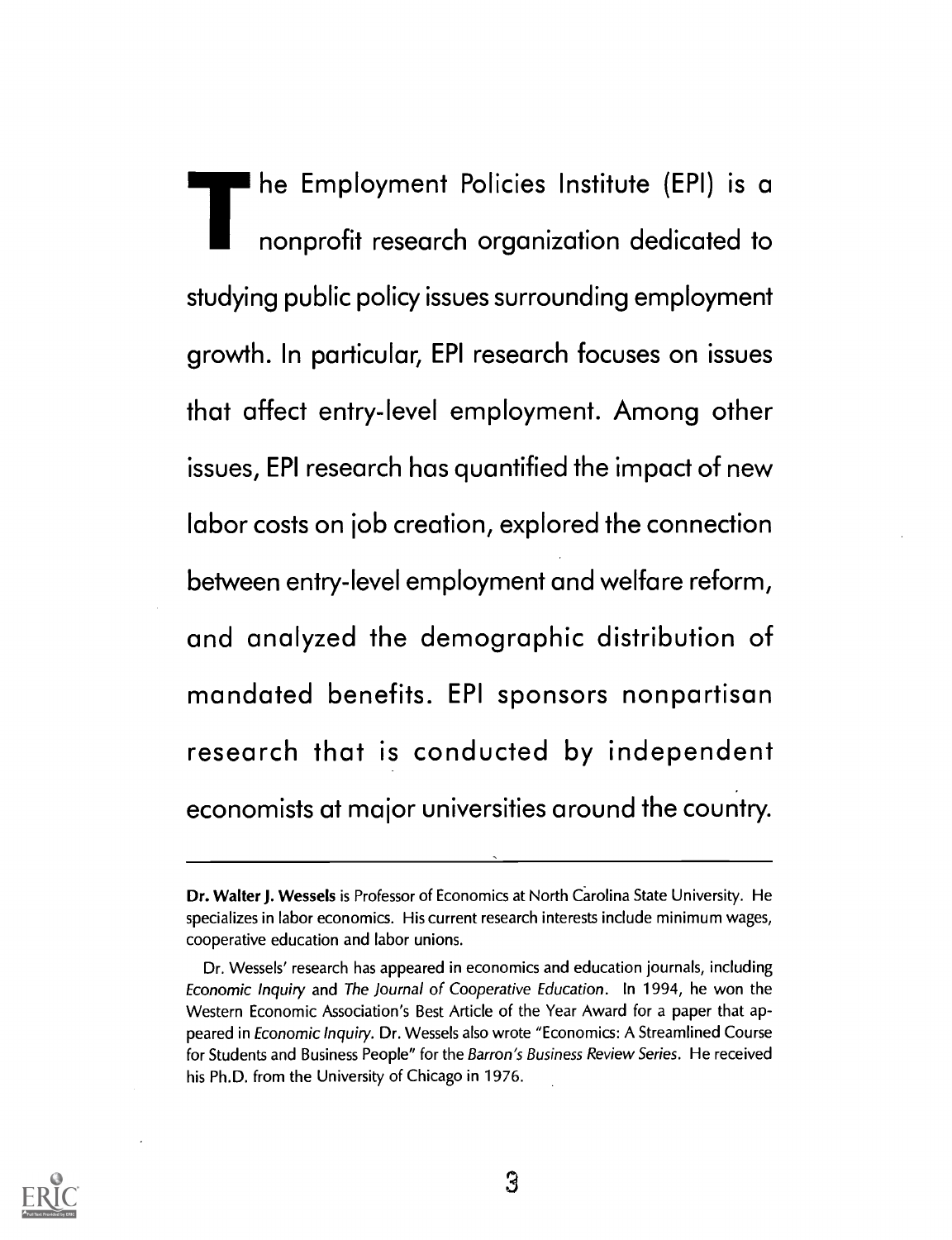The Employment Policies Institute (EPI) is a nonprofit research organization dedicated to studying public policy issues surrounding employment growth. In particular, EPI research focuses on issues that affect entry-level employment. Among other issues, EPI research has quantified the impact of new labor costs on job creation, explored the connection between entry-level employment and welfare reform, and analyzed the demographic distribution of mandated benefits. EPI sponsors nonpartisan research that is conducted by independent economists at major universities around the country.

---

**Dr. Walter J. Wessels** is Professor of Economics at North Carolina State University. He specializes in labor economics. His current research interests include minimum wages, cooperative education and labor unions.

Dr. Wessels' research has appeared in economics and education journals, including *Economic Inquiry* and *The Journal of Cooperative Education*. In 1994, he won the Western Economic Association's Best Article of the Year Award for a paper that appeared in *Economic Inquiry*. Dr. Wessels also wrote "Economics: A Streamlined Course for Students and Business People" for the *Barron's Business Review Series*. He received his Ph.D. from the University of Chicago in 1976.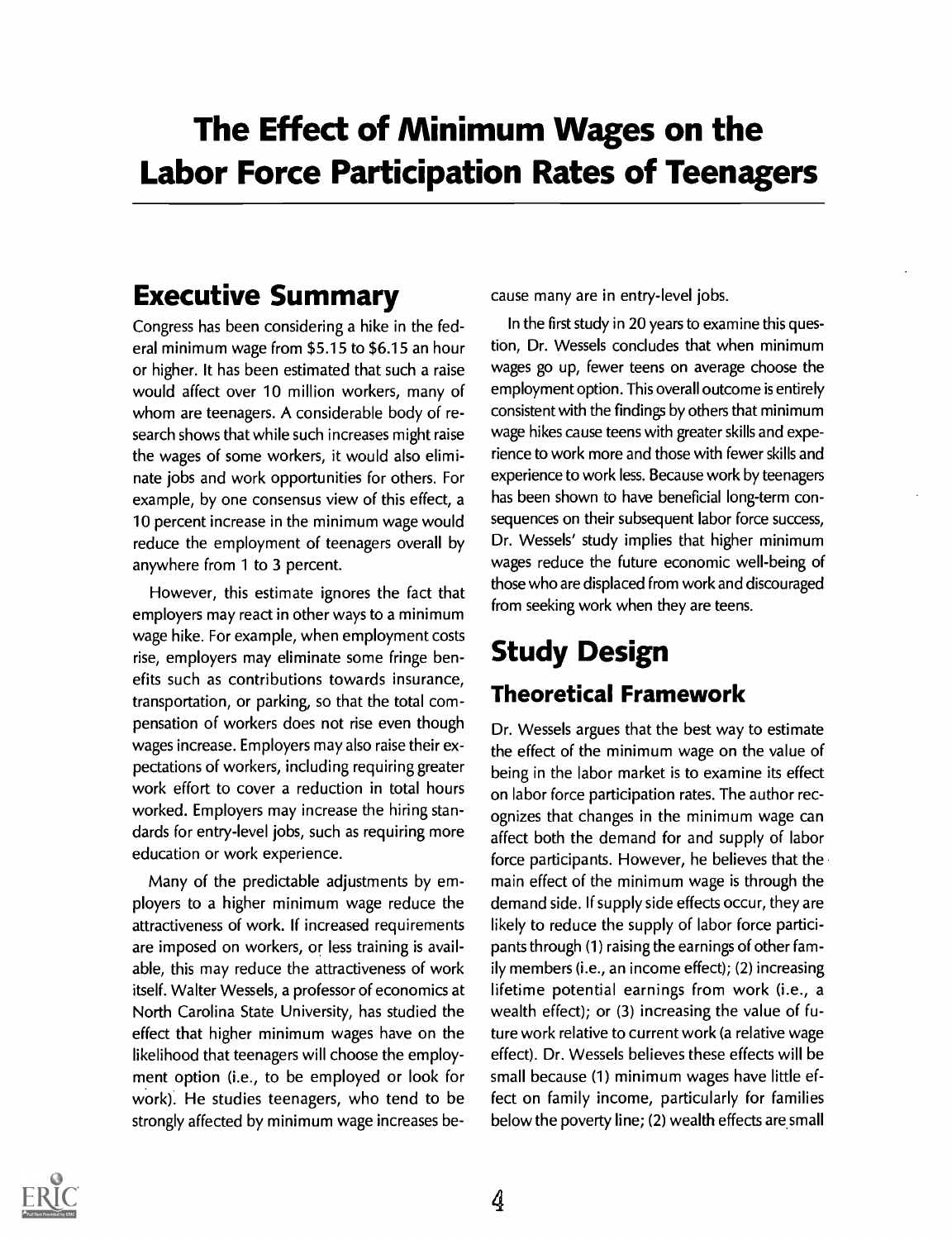# The Effect of Minimum Wages on the Labor Force Participation Rates of Teenagers

## Executive Summary

Congress has been considering a hike in the federal minimum wage from $5.15 to $6.15 an hour or higher. It has been estimated that such a raise would affect over 10 million workers, many of whom are teenagers. A considerable body of research shows that while such increases might raise the wages of some workers, it would also eliminate jobs and work opportunities for others. For example, by one consensus view of this effect, a 10 percent increase in the minimum wage would reduce the employment of teenagers overall by anywhere from 1 to 3 percent.

However, this estimate ignores the fact that employers may react in other ways to a minimum wage hike. For example, when employment costs rise, employers may eliminate some fringe benefits such as contributions towards insurance, transportation, or parking, so that the total compensation of workers does not rise even though wages increase. Employers may also raise their expectations of workers, including requiring greater work effort to cover a reduction in total hours worked. Employers may increase the hiring standards for entry-level jobs, such as requiring more education or work experience.

Many of the predictable adjustments by employers to a higher minimum wage reduce the attractiveness of work. If increased requirements are imposed on workers, or less training is available, this may reduce the attractiveness of work itself. Walter Wessels, a professor of economics at North Carolina State University, has studied the effect that higher minimum wages have on the likelihood that teenagers will choose the employment option (i.e., to be employed or look for work). He studies teenagers, who tend to be strongly affected by minimum wage increases because many are in entry-level jobs.

In the first study in 20 years to examine this question, Dr. Wessels concludes that when minimum wages go up, fewer teens on average choose the employment option. This overall outcome is entirely consistent with the findings by others that minimum wage hikes cause teens with greater skills and experience to work more and those with fewer skills and experience to work less. Because work by teenagers has been shown to have beneficial long-term consequences on their subsequent labor force success, Dr. Wessels' study implies that higher minimum wages reduce the future economic well-being of those who are displaced from work and discouraged from seeking work when they are teens.

## Study Design

### Theoretical Framework

Dr. Wessels argues that the best way to estimate the effect of the minimum wage on the value of being in the labor market is to examine its effect on labor force participation rates. The author recognizes that changes in the minimum wage can affect both the demand for and supply of labor force participants. However, he believes that the main effect of the minimum wage is through the demand side. If supply side effects occur, they are likely to reduce the supply of labor force participants through (1) raising the earnings of other family members (i.e., an income effect); (2) increasing lifetime potential earnings from work (i.e., a wealth effect); or (3) increasing the value of future work relative to current work (a relative wage effect). Dr. Wessels believes these effects will be small because (1) minimum wages have little effect on family income, particularly for families below the poverty line; (2) wealth effects are small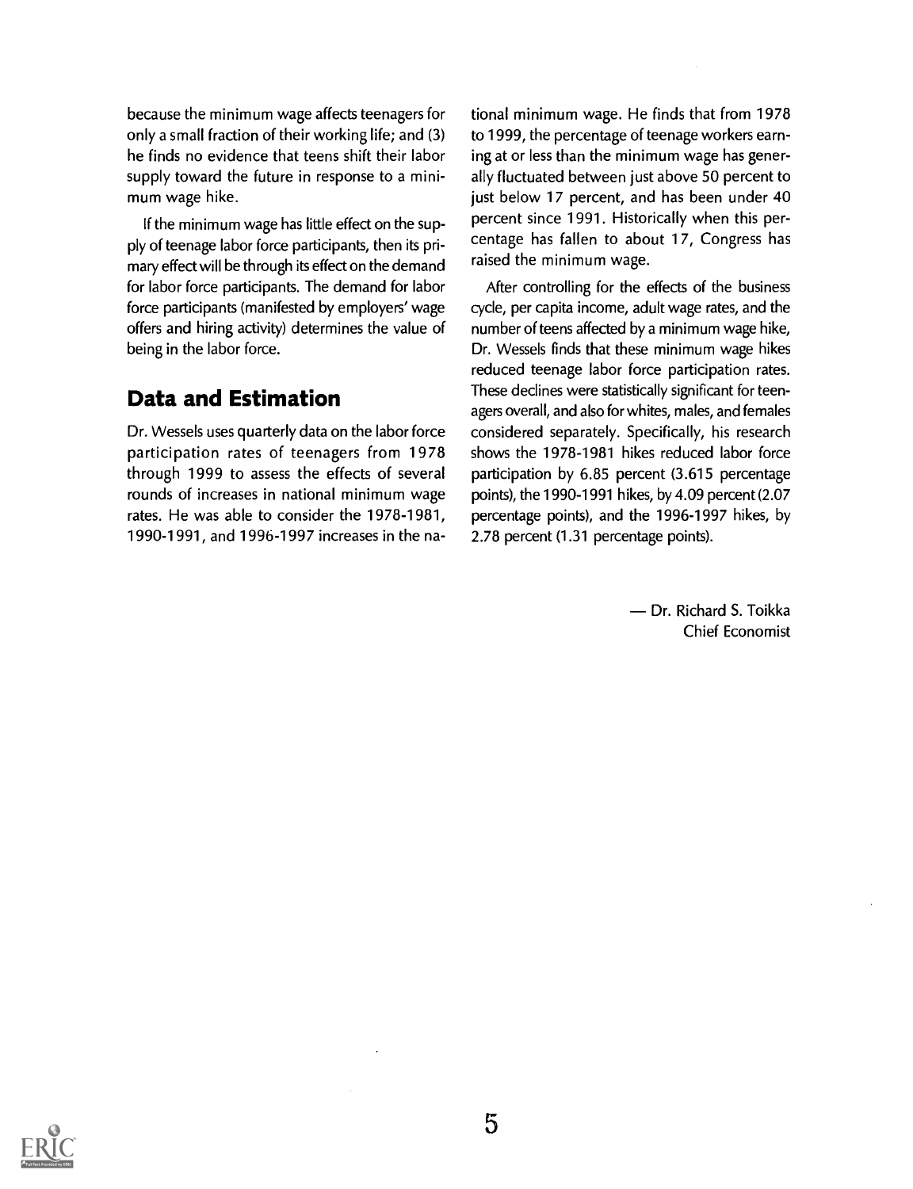because the minimum wage affects teenagers for only a small fraction of their working life; and (3) he finds no evidence that teens shift their labor supply toward the future in response to a minimum wage hike.

If the minimum wage has little effect on the supply of teenage labor force participants, then its primary effect will be through its effect on the demand for labor force participants. The demand for labor force participants (manifested by employers' wage offers and hiring activity) determines the value of being in the labor force.

## Data and Estimation

Dr. Wessels uses quarterly data on the labor force participation rates of teenagers from 1978 through 1999 to assess the effects of several rounds of increases in national minimum wage rates. He was able to consider the 1978-1981, 1990-1991, and 1996-1997 increases in the national minimum wage. He finds that from 1978 to 1999, the percentage of teenage workers earning at or less than the minimum wage has generally fluctuated between just above 50 percent to just below 17 percent, and has been under 40 percent since 1991. Historically when this percentage has fallen to about 17, Congress has raised the minimum wage.

After controlling for the effects of the business cycle, per capita income, adult wage rates, and the number of teens affected by a minimum wage hike, Dr. Wessels finds that these minimum wage hikes reduced teenage labor force participation rates. These declines were statistically significant for teenagers overall, and also for whites, males, and females considered separately. Specifically, his research shows the 1978-1981 hikes reduced labor force participation by 6.85 percent (3.615 percentage points), the 1990-1991 hikes, by 4.09 percent (2.07 percentage points), and the 1996-1997 hikes, by 2.78 percent (1.31 percentage points).

— Dr. Richard S. Toikka
Chief Economist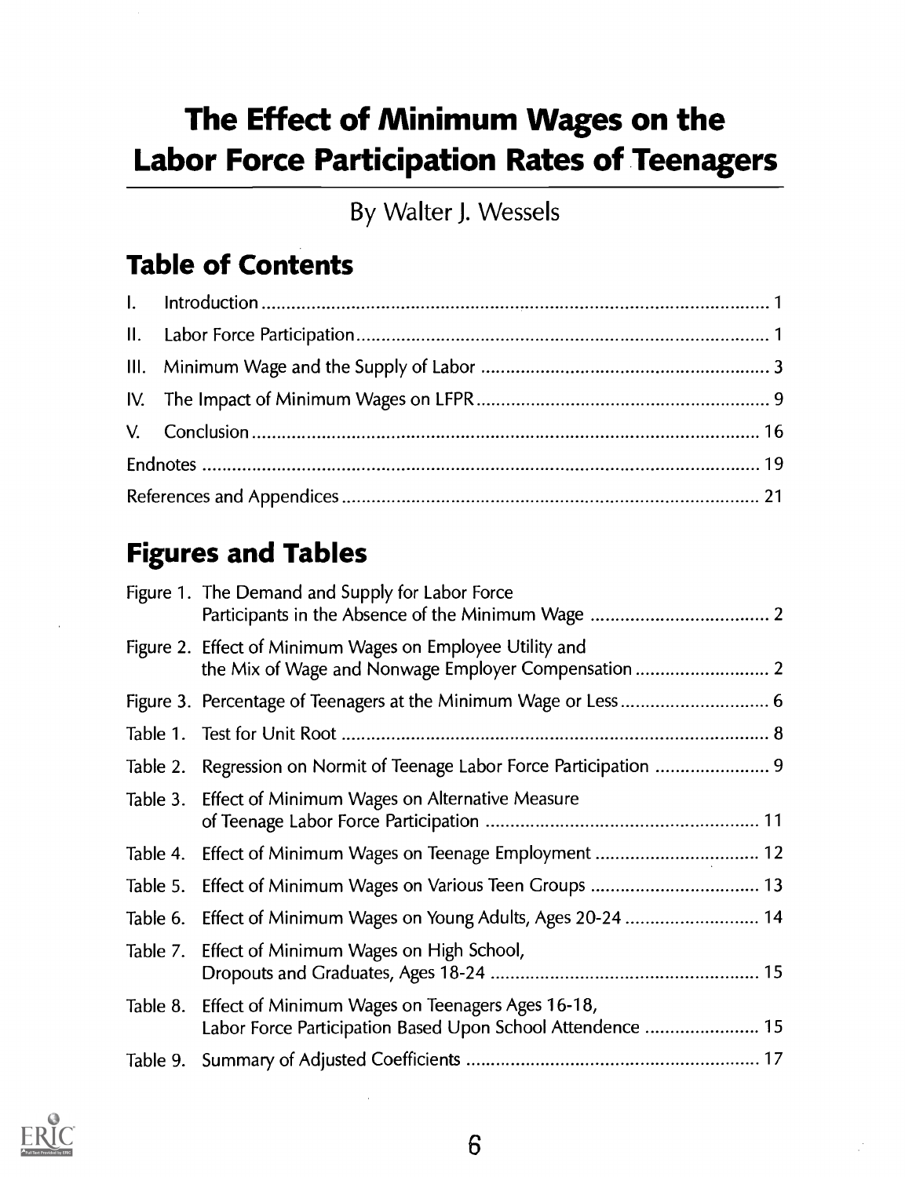# The Effect of Minimum Wages on the Labor Force Participation Rates of Teenagers

By Walter J. Wessels

## Table of Contents

| | | |
|---|---|---|
| I. | Introduction | 1 |
| II. | Labor Force Participation | 1 |
| III. | Minimum Wage and the Supply of Labor | 3 |
| IV. | The Impact of Minimum Wages on LFPR | 9 |
| V. | Conclusion | 16 |
| Endnotes | | 19 |
| References and Appendices | | 21 |

## Figures and Tables

| | | |
|---|---|---|
| Figure 1. | The Demand and Supply for Labor Force Participants in the Absence of the Minimum Wage | 2 |
| Figure 2. | Effect of Minimum Wages on Employee Utility and the Mix of Wage and Nonwage Employer Compensation | 2 |
| Figure 3. | Percentage of Teenagers at the Minimum Wage or Less | 6 |
| Table 1. | Test for Unit Root | 8 |
| Table 2. | Regression on Normit of Teenage Labor Force Participation | 9 |
| Table 3. | Effect of Minimum Wages on Alternative Measure of Teenage Labor Force Participation | 11 |
| Table 4. | Effect of Minimum Wages on Teenage Employment | 12 |
| Table 5. | Effect of Minimum Wages on Various Teen Groups | 13 |
| Table 6. | Effect of Minimum Wages on Young Adults, Ages 20-24 | 14 |
| Table 7. | Effect of Minimum Wages on High School, Dropouts and Graduates, Ages 18-24 | 15 |
| Table 8. | Effect of Minimum Wages on Teenagers Ages 16-18, Labor Force Participation Based Upon School Attendence | 15 |
| Table 9. | Summary of Adjusted Coefficients | 17 |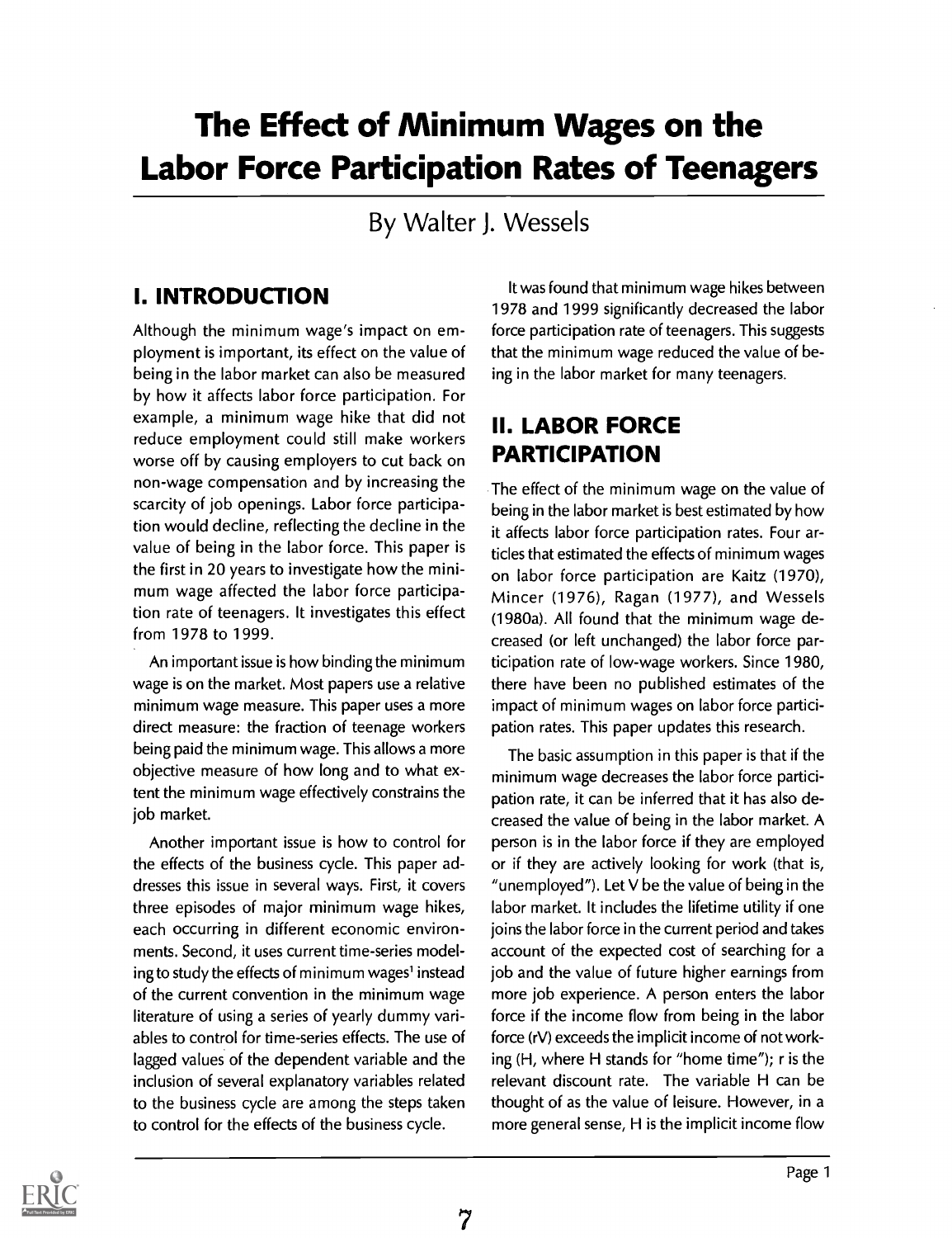# The Effect of Minimum Wages on the Labor Force Participation Rates of Teenagers

By Walter J. Wessels

## I. INTRODUCTION

Although the minimum wage's impact on employment is important, its effect on the value of being in the labor market can also be measured by how it affects labor force participation. For example, a minimum wage hike that did not reduce employment could still make workers worse off by causing employers to cut back on non-wage compensation and by increasing the scarcity of job openings. Labor force participation would decline, reflecting the decline in the value of being in the labor force. This paper is the first in 20 years to investigate how the minimum wage affected the labor force participation rate of teenagers. It investigates this effect from 1978 to 1999.

An important issue is how binding the minimum wage is on the market. Most papers use a relative minimum wage measure. This paper uses a more direct measure: the fraction of teenage workers being paid the minimum wage. This allows a more objective measure of how long and to what extent the minimum wage effectively constrains the job market.

Another important issue is how to control for the effects of the business cycle. This paper addresses this issue in several ways. First, it covers three episodes of major minimum wage hikes, each occurring in different economic environments. Second, it uses current time-series modeling to study the effects of minimum wages[1] instead of the current convention in the minimum wage literature of using a series of yearly dummy variables to control for time-series effects. The use of lagged values of the dependent variable and the inclusion of several explanatory variables related to the business cycle are among the steps taken to control for the effects of the business cycle.

It was found that minimum wage hikes between 1978 and 1999 significantly decreased the labor force participation rate of teenagers. This suggests that the minimum wage reduced the value of being in the labor market for many teenagers.

## II. LABOR FORCE PARTICIPATION

The effect of the minimum wage on the value of being in the labor market is best estimated by how it affects labor force participation rates. Four articles that estimated the effects of minimum wages on labor force participation are Kaitz (1970), Mincer (1976), Ragan (1977), and Wessels (1980a). All found that the minimum wage decreased (or left unchanged) the labor force participation rate of low-wage workers. Since 1980, there have been no published estimates of the impact of minimum wages on labor force participation rates. This paper updates this research.

The basic assumption in this paper is that if the minimum wage decreases the labor force participation rate, it can be inferred that it has also decreased the value of being in the labor market. A person is in the labor force if they are employed or if they are actively looking for work (that is, "unemployed"). Let V be the value of being in the labor market. It includes the lifetime utility if one joins the labor force in the current period and takes account of the expected cost of searching for a job and the value of future higher earnings from more job experience. A person enters the labor force if the income flow from being in the labor force (rV) exceeds the implicit income of not working (H, where H stands for "home time"); r is the relevant discount rate. The variable H can be thought of as the value of leisure. However, in a more general sense, H is the implicit income flow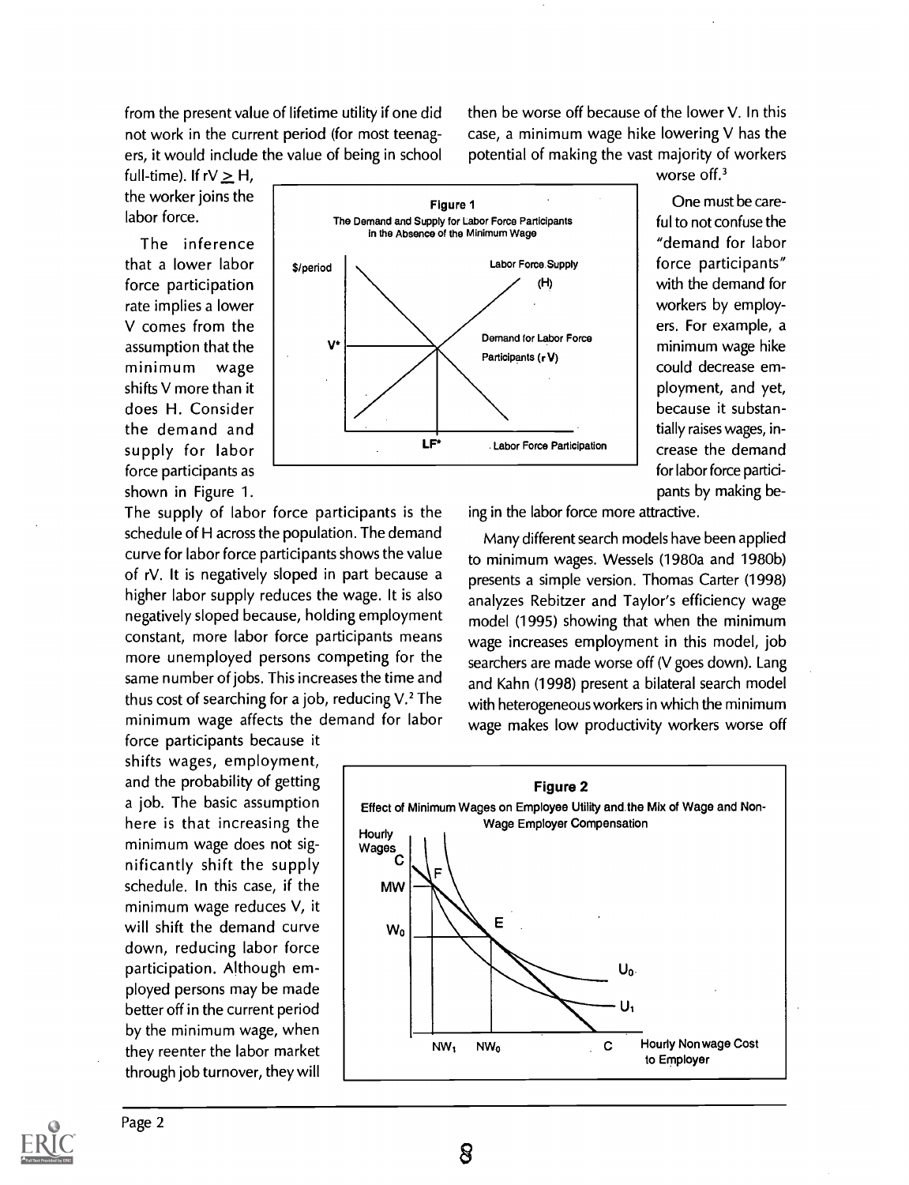from the present value of lifetime utility if one did not work in the current period (for most teenagers, it would include the value of being in school full-time). If $rV \geq H$, the worker joins the labor force.

The inference that a lower labor force participation rate implies a lower V comes from the assumption that the minimum wage shifts V more than it does H. Consider the demand and supply for labor force participants as shown in Figure 1.

**Figure 1**
The Demand and Supply for Labor Force Participants in the Absence of the Minimum Wage

The supply of labor force participants is the schedule of H across the population. The demand curve for labor force participants shows the value of rV. It is negatively sloped in part because a higher labor supply reduces the wage. It is also negatively sloped because, holding employment constant, more labor force participants means more unemployed persons competing for the same number of jobs. This increases the time and thus cost of searching for a job, reducing V.[2] The minimum wage affects the demand for labor force participants because it shifts wages, employment, and the probability of getting a job. The basic assumption here is that increasing the minimum wage does not significantly shift the supply schedule. In this case, if the minimum wage reduces V, it will shift the demand curve down, reducing labor force participation. Although employed persons may be made better off in the current period by the minimum wage, when they reenter the labor market through job turnover, they will then be worse off because of the lower V. In this case, a minimum wage hike lowering V has the potential of making the vast majority of workers worse off.[3]

One must be careful to not confuse the "demand for labor force participants" with the demand for workers by employers. For example, a minimum wage hike could decrease employment, and yet, because it substantially raises wages, increase the demand for labor force participants by making being in the labor force more attractive.

Many different search models have been applied to minimum wages. Wessels (1980a and 1980b) presents a simple version. Thomas Carter (1998) analyzes Rebitzer and Taylor's efficiency wage model (1995) showing that when the minimum wage increases employment in this model, job searchers are made worse off (V goes down). Lang and Kahn (1998) present a bilateral search model with heterogeneous workers in which the minimum wage makes low productivity workers worse off

**Figure 2**
Effect of Minimum Wages on Employee Utility and the Mix of Wage and Non-Wage Employer Compensation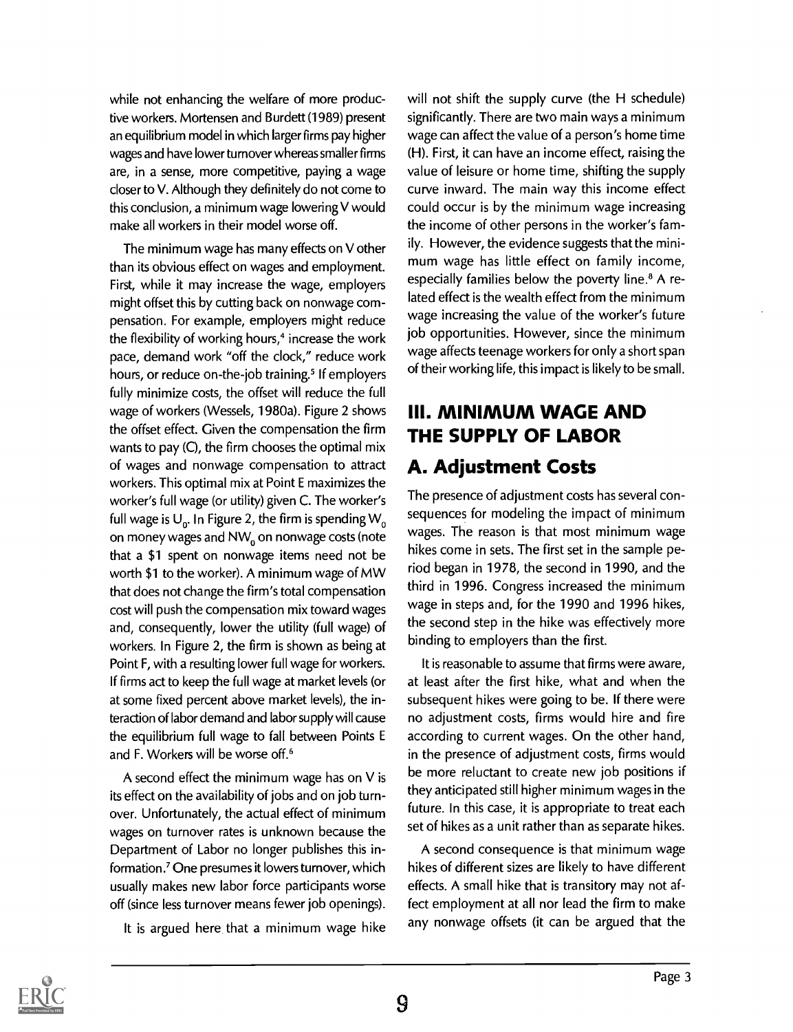while not enhancing the welfare of more productive workers. Mortensen and Burdett (1989) present an equilibrium model in which larger firms pay higher wages and have lower turnover whereas smaller firms are, in a sense, more competitive, paying a wage closer to V. Although they definitely do not come to this conclusion, a minimum wage lowering V would make all workers in their model worse off.

The minimum wage has many effects on V other than its obvious effect on wages and employment. First, while it may increase the wage, employers might offset this by cutting back on nonwage compensation. For example, employers might reduce the flexibility of working hours,[4] increase the work pace, demand work "off the clock," reduce work hours, or reduce on-the-job training.[5] If employers fully minimize costs, the offset will reduce the full wage of workers (Wessels, 1980a). Figure 2 shows the offset effect. Given the compensation the firm wants to pay (C), the firm chooses the optimal mix of wages and nonwage compensation to attract workers. This optimal mix at Point E maximizes the worker's full wage (or utility) given C. The worker's full wage is $U_0$. In Figure 2, the firm is spending $W_0$ on money wages and $NW_0$ on nonwage costs (note that a $1 spent on nonwage items need not be worth $1 to the worker). A minimum wage of MW that does not change the firm's total compensation cost will push the compensation mix toward wages and, consequently, lower the utility (full wage) of workers. In Figure 2, the firm is shown as being at Point F, with a resulting lower full wage for workers. If firms act to keep the full wage at market levels (or at some fixed percent above market levels), the interaction of labor demand and labor supply will cause the equilibrium full wage to fall between Points E and F. Workers will be worse off.[6]

A second effect the minimum wage has on V is its effect on the availability of jobs and on job turnover. Unfortunately, the actual effect of minimum wages on turnover rates is unknown because the Department of Labor no longer publishes this information.[7] One presumes it lowers turnover, which usually makes new labor force participants worse off (since less turnover means fewer job openings).

It is argued here that a minimum wage hike will not shift the supply curve (the H schedule) significantly. There are two main ways a minimum wage can affect the value of a person's home time (H). First, it can have an income effect, raising the value of leisure or home time, shifting the supply curve inward. The main way this income effect could occur is by the minimum wage increasing the income of other persons in the worker's family. However, the evidence suggests that the minimum wage has little effect on family income, especially families below the poverty line.[8] A related effect is the wealth effect from the minimum wage increasing the value of the worker's future job opportunities. However, since the minimum wage affects teenage workers for only a short span of their working life, this impact is likely to be small.

# III. MINIMUM WAGE AND THE SUPPLY OF LABOR

## A. Adjustment Costs

The presence of adjustment costs has several consequences for modeling the impact of minimum wages. The reason is that most minimum wage hikes come in sets. The first set in the sample period began in 1978, the second in 1990, and the third in 1996. Congress increased the minimum wage in steps and, for the 1990 and 1996 hikes, the second step in the hike was effectively more binding to employers than the first.

It is reasonable to assume that firms were aware, at least after the first hike, what and when the subsequent hikes were going to be. If there were no adjustment costs, firms would hire and fire according to current wages. On the other hand, in the presence of adjustment costs, firms would be more reluctant to create new job positions if they anticipated still higher minimum wages in the future. In this case, it is appropriate to treat each set of hikes as a unit rather than as separate hikes.

A second consequence is that minimum wage hikes of different sizes are likely to have different effects. A small hike that is transitory may not affect employment at all nor lead the firm to make any nonwage offsets (it can be argued that the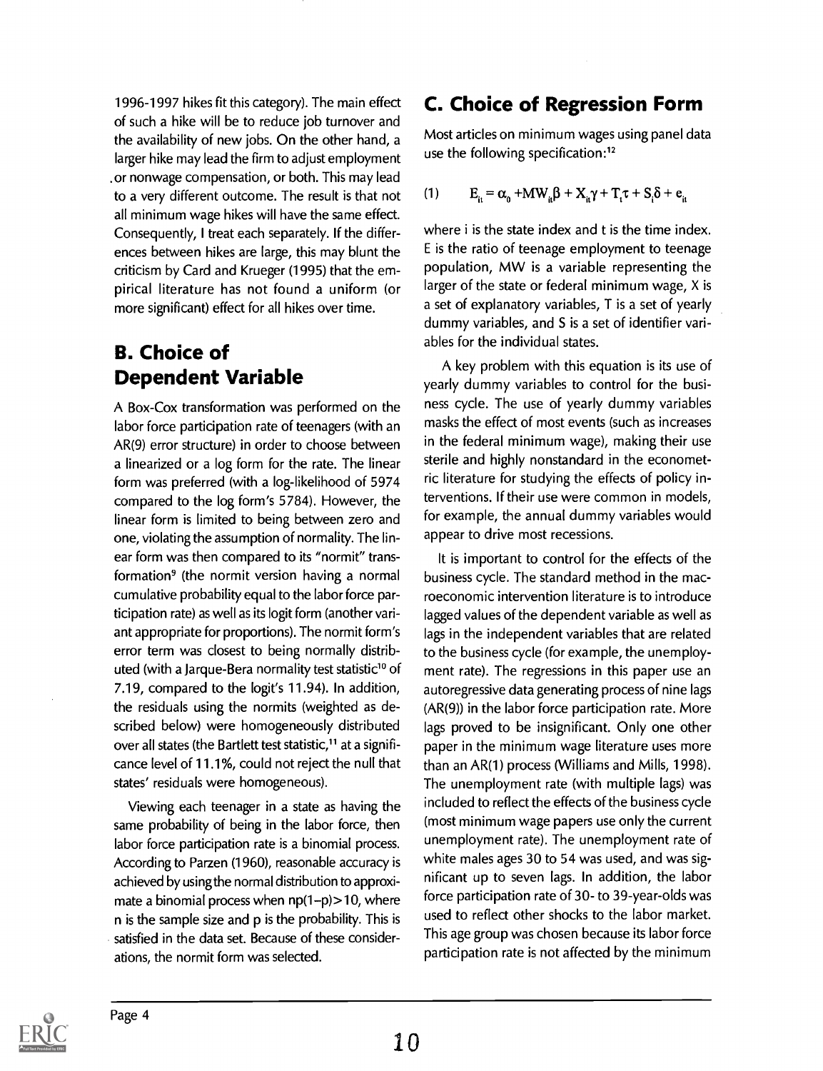1996-1997 hikes fit this category). The main effect of such a hike will be to reduce job turnover and the availability of new jobs. On the other hand, a larger hike may lead the firm to adjust employment or nonwage compensation, or both. This may lead to a very different outcome. The result is that not all minimum wage hikes will have the same effect. Consequently, I treat each separately. If the differences between hikes are large, this may blunt the criticism by Card and Krueger (1995) that the empirical literature has not found a uniform (or more significant) effect for all hikes over time.

## B. Choice of Dependent Variable

A Box-Cox transformation was performed on the labor force participation rate of teenagers (with an AR(9) error structure) in order to choose between a linearized or a log form for the rate. The linear form was preferred (with a log-likelihood of 5974 compared to the log form's 5784). However, the linear form is limited to being between zero and one, violating the assumption of normality. The linear form was then compared to its "normit" transformation[9] (the normit version having a normal cumulative probability equal to the labor force participation rate) as well as its logit form (another variant appropriate for proportions). The normit form's error term was closest to being normally distributed (with a Jarque-Bera normality test statistic[10] of 7.19, compared to the logit's 11.94). In addition, the residuals using the normits (weighted as described below) were homogeneously distributed over all states (the Bartlett test statistic,[11] at a significance level of 11.1%, could not reject the null that states' residuals were homogeneous).

Viewing each teenager in a state as having the same probability of being in the labor force, then labor force participation rate is a binomial process. According to Parzen (1960), reasonable accuracy is achieved by using the normal distribution to approximate a binomial process when $np(1-p)>10$, where n is the sample size and p is the probability. This is satisfied in the data set. Because of these considerations, the normit form was selected.

## C. Choice of Regression Form

Most articles on minimum wages using panel data use the following specification:[12]

$$(1) \qquad E_{it} = \alpha_0 + MW_{it}\beta + X_{it}\gamma + T_t\tau + S_i\delta + e_{it}$$

where i is the state index and t is the time index. E is the ratio of teenage employment to teenage population, MW is a variable representing the larger of the state or federal minimum wage, X is a set of explanatory variables, T is a set of yearly dummy variables, and S is a set of identifier variables for the individual states.

A key problem with this equation is its use of yearly dummy variables to control for the business cycle. The use of yearly dummy variables masks the effect of most events (such as increases in the federal minimum wage), making their use sterile and highly nonstandard in the econometric literature for studying the effects of policy interventions. If their use were common in models, for example, the annual dummy variables would appear to drive most recessions.

It is important to control for the effects of the business cycle. The standard method in the macroeconomic intervention literature is to introduce lagged values of the dependent variable as well as lags in the independent variables that are related to the business cycle (for example, the unemployment rate). The regressions in this paper use an autoregressive data generating process of nine lags (AR(9)) in the labor force participation rate. More lags proved to be insignificant. Only one other paper in the minimum wage literature uses more than an AR(1) process (Williams and Mills, 1998). The unemployment rate (with multiple lags) was included to reflect the effects of the business cycle (most minimum wage papers use only the current unemployment rate). The unemployment rate of white males ages 30 to 54 was used, and was significant up to seven lags. In addition, the labor force participation rate of 30- to 39-year-olds was used to reflect other shocks to the labor market. This age group was chosen because its labor force participation rate is not affected by the minimum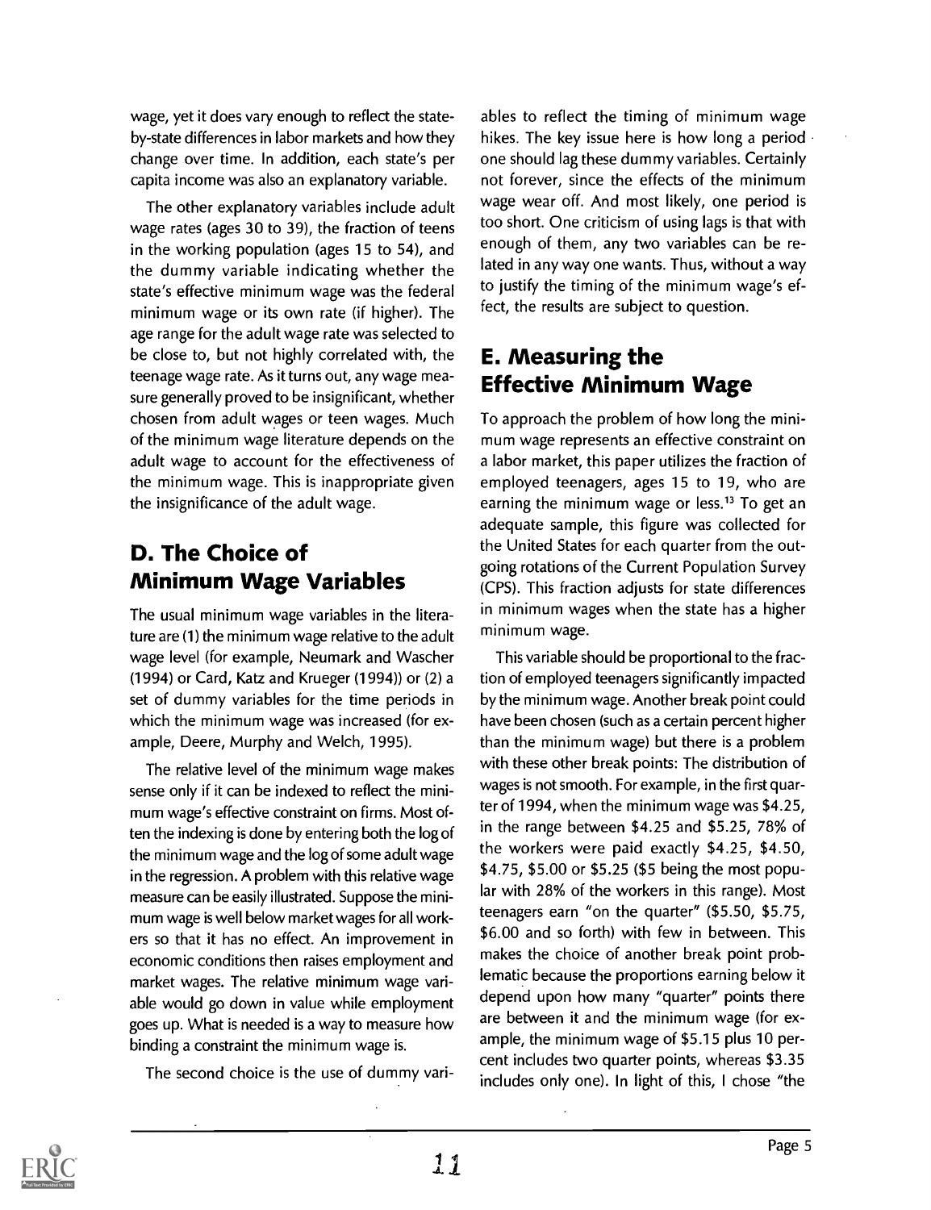wage, yet it does vary enough to reflect the state-by-state differences in labor markets and how they change over time. In addition, each state's per capita income was also an explanatory variable.

The other explanatory variables include adult wage rates (ages 30 to 39), the fraction of teens in the working population (ages 15 to 54), and the dummy variable indicating whether the state's effective minimum wage was the federal minimum wage or its own rate (if higher). The age range for the adult wage rate was selected to be close to, but not highly correlated with, the teenage wage rate. As it turns out, any wage measure generally proved to be insignificant, whether chosen from adult wages or teen wages. Much of the minimum wage literature depends on the adult wage to account for the effectiveness of the minimum wage. This is inappropriate given the insignificance of the adult wage.

## D. The Choice of Minimum Wage Variables

The usual minimum wage variables in the literature are (1) the minimum wage relative to the adult wage level (for example, Neumark and Wascher (1994) or Card, Katz and Krueger (1994)) or (2) a set of dummy variables for the time periods in which the minimum wage was increased (for example, Deere, Murphy and Welch, 1995).

The relative level of the minimum wage makes sense only if it can be indexed to reflect the minimum wage's effective constraint on firms. Most often the indexing is done by entering both the log of the minimum wage and the log of some adult wage in the regression. A problem with this relative wage measure can be easily illustrated. Suppose the minimum wage is well below market wages for all workers so that it has no effect. An improvement in economic conditions then raises employment and market wages. The relative minimum wage variable would go down in value while employment goes up. What is needed is a way to measure how binding a constraint the minimum wage is.

The second choice is the use of dummy variables to reflect the timing of minimum wage hikes. The key issue here is how long a period one should lag these dummy variables. Certainly not forever, since the effects of the minimum wage wear off. And most likely, one period is too short. One criticism of using lags is that with enough of them, any two variables can be related in any way one wants. Thus, without a way to justify the timing of the minimum wage's effect, the results are subject to question.

## E. Measuring the Effective Minimum Wage

To approach the problem of how long the minimum wage represents an effective constraint on a labor market, this paper utilizes the fraction of employed teenagers, ages 15 to 19, who are earning the minimum wage or less.[13] To get an adequate sample, this figure was collected for the United States for each quarter from the outgoing rotations of the Current Population Survey (CPS). This fraction adjusts for state differences in minimum wages when the state has a higher minimum wage.

This variable should be proportional to the fraction of employed teenagers significantly impacted by the minimum wage. Another break point could have been chosen (such as a certain percent higher than the minimum wage) but there is a problem with these other break points: The distribution of wages is not smooth. For example, in the first quarter of 1994, when the minimum wage was $4.25, in the range between $4.25 and $5.25, 78% of the workers were paid exactly $4.25, $4.50, $4.75, $5.00 or $5.25 ($5 being the most popular with 28% of the workers in this range). Most teenagers earn "on the quarter" ($5.50, $5.75, $6.00 and so forth) with few in between. This makes the choice of another break point problematic because the proportions earning below it depend upon how many "quarter" points there are between it and the minimum wage (for example, the minimum wage of $5.15 plus 10 percent includes two quarter points, whereas $3.35 includes only one). In light of this, I chose "the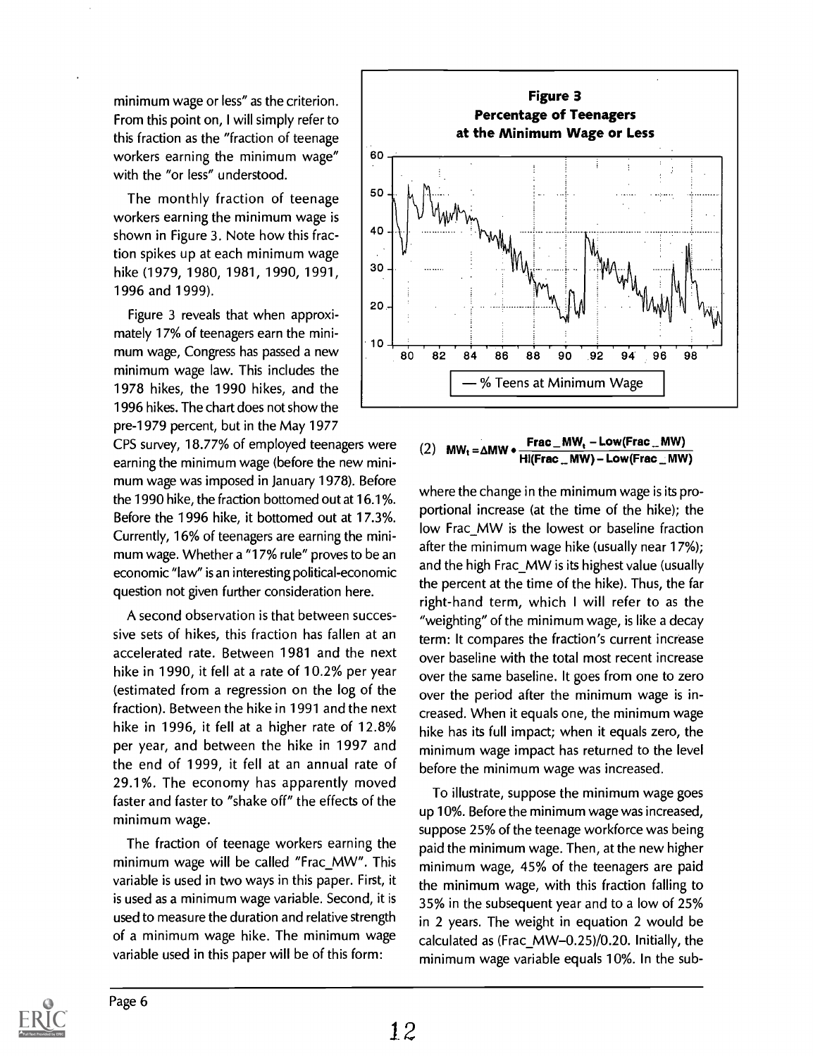minimum wage or less" as the criterion. From this point on, I will simply refer to this fraction as the "fraction of teenage workers earning the minimum wage" with the "or less" understood.

The monthly fraction of teenage workers earning the minimum wage is shown in Figure 3. Note how this fraction spikes up at each minimum wage hike (1979, 1980, 1981, 1990, 1991, 1996 and 1999).

Figure 3 reveals that when approximately 17% of teenagers earn the minimum wage, Congress has passed a new minimum wage law. This includes the 1978 hikes, the 1990 hikes, and the 1996 hikes. The chart does not show the pre-1979 percent, but in the May 1977 CPS survey, 18.77% of employed teenagers were earning the minimum wage (before the new minimum wage was imposed in January 1978). Before the 1990 hike, the fraction bottomed out at 16.1%. Before the 1996 hike, it bottomed out at 17.3%. Currently, 16% of teenagers are earning the minimum wage. Whether a "17% rule" proves to be an economic "law" is an interesting political-economic question not given further consideration here.

A second observation is that between successive sets of hikes, this fraction has fallen at an accelerated rate. Between 1981 and the next hike in 1990, it fell at a rate of 10.2% per year (estimated from a regression on the log of the fraction). Between the hike in 1991 and the next hike in 1996, it fell at a higher rate of 12.8% per year, and between the hike in 1997 and the end of 1999, it fell at an annual rate of 29.1%. The economy has apparently moved faster and faster to "shake off" the effects of the minimum wage.

The fraction of teenage workers earning the minimum wage will be called "Frac_MW". This variable is used in two ways in this paper. First, it is used as a minimum wage variable. Second, it is used to measure the duration and relative strength of a minimum wage hike. The minimum wage variable used in this paper will be of this form:

**Figure 3**
**Percentage of Teenagers at the Minimum Wage or Less**

— % Teens at Minimum Wage

$$(2)\quad MW_t = \Delta MW \bullet \frac{Frac\_MW_t - Low(Frac\_MW)}{Hi(Frac\_MW) - Low(Frac\_MW)}$$

where the change in the minimum wage is its proportional increase (at the time of the hike); the low Frac_MW is the lowest or baseline fraction after the minimum wage hike (usually near 17%); and the high Frac_MW is its highest value (usually the percent at the time of the hike). Thus, the far right-hand term, which I will refer to as the "weighting" of the minimum wage, is like a decay term: It compares the fraction's current increase over baseline with the total most recent increase over the same baseline. It goes from one to zero over the period after the minimum wage is increased. When it equals one, the minimum wage hike has its full impact; when it equals zero, the minimum wage impact has returned to the level before the minimum wage was increased.

To illustrate, suppose the minimum wage goes up 10%. Before the minimum wage was increased, suppose 25% of the teenage workforce was being paid the minimum wage. Then, at the new higher minimum wage, 45% of the teenagers are paid the minimum wage, with this fraction falling to 35% in the subsequent year and to a low of 25% in 2 years. The weight in equation 2 would be calculated as (Frac_MW–0.25)/0.20. Initially, the minimum wage variable equals 10%. In the sub-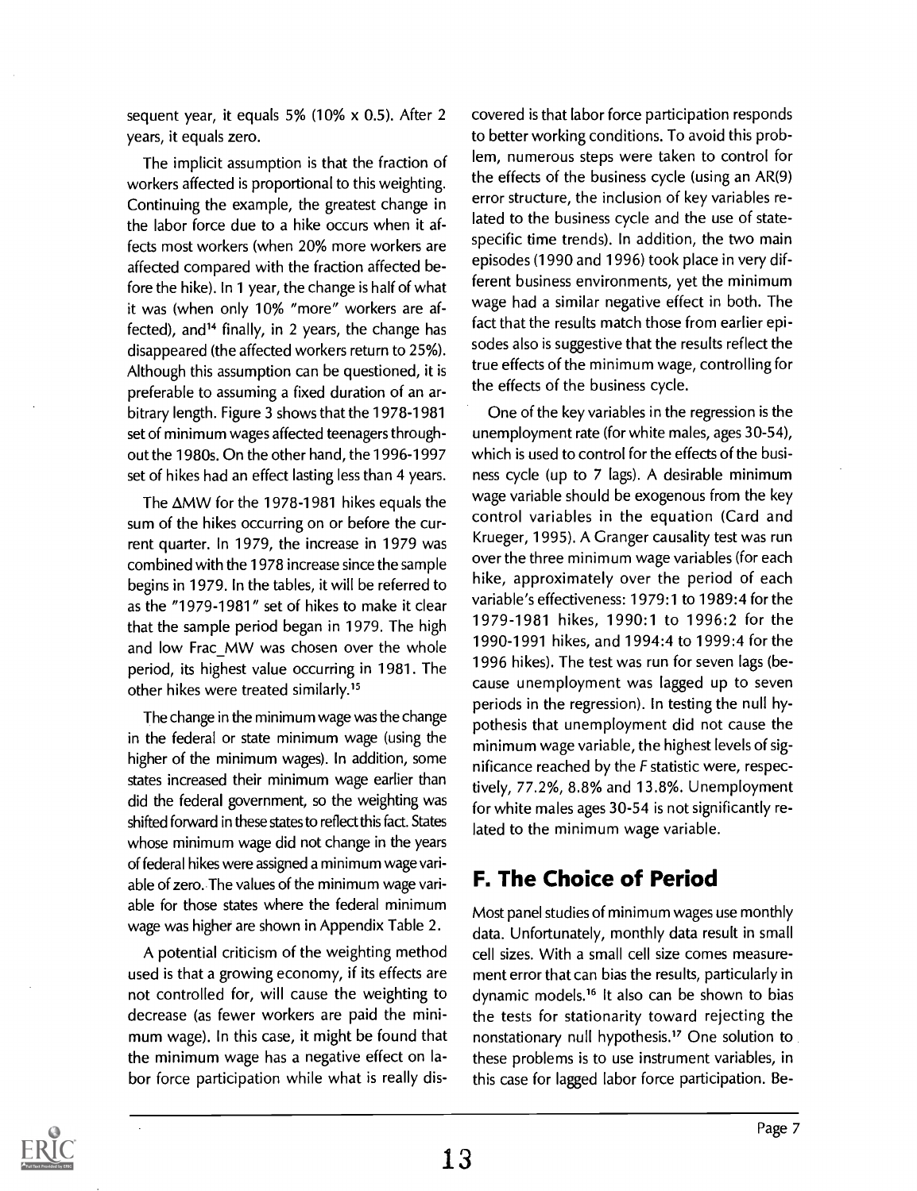sequent year, it equals 5% (10% x 0.5). After 2 years, it equals zero.

The implicit assumption is that the fraction of workers affected is proportional to this weighting. Continuing the example, the greatest change in the labor force due to a hike occurs when it affects most workers (when 20% more workers are affected compared with the fraction affected before the hike). In 1 year, the change is half of what it was (when only 10% "more" workers are affected), and[14] finally, in 2 years, the change has disappeared (the affected workers return to 25%). Although this assumption can be questioned, it is preferable to assuming a fixed duration of an arbitrary length. Figure 3 shows that the 1978-1981 set of minimum wages affected teenagers throughout the 1980s. On the other hand, the 1996-1997 set of hikes had an effect lasting less than 4 years.

The ΔMW for the 1978-1981 hikes equals the sum of the hikes occurring on or before the current quarter. In 1979, the increase in 1979 was combined with the 1978 increase since the sample begins in 1979. In the tables, it will be referred to as the "1979-1981" set of hikes to make it clear that the sample period began in 1979. The high and low Frac_MW was chosen over the whole period, its highest value occurring in 1981. The other hikes were treated similarly.[15]

The change in the minimum wage was the change in the federal or state minimum wage (using the higher of the minimum wages). In addition, some states increased their minimum wage earlier than did the federal government, so the weighting was shifted forward in these states to reflect this fact. States whose minimum wage did not change in the years of federal hikes were assigned a minimum wage variable of zero. The values of the minimum wage variable for those states where the federal minimum wage was higher are shown in Appendix Table 2.

A potential criticism of the weighting method used is that a growing economy, if its effects are not controlled for, will cause the weighting to decrease (as fewer workers are paid the minimum wage). In this case, it might be found that the minimum wage has a negative effect on labor force participation while what is really discovered is that labor force participation responds to better working conditions. To avoid this problem, numerous steps were taken to control for the effects of the business cycle (using an AR(9) error structure, the inclusion of key variables related to the business cycle and the use of state-specific time trends). In addition, the two main episodes (1990 and 1996) took place in very different business environments, yet the minimum wage had a similar negative effect in both. The fact that the results match those from earlier episodes also is suggestive that the results reflect the true effects of the minimum wage, controlling for the effects of the business cycle.

One of the key variables in the regression is the unemployment rate (for white males, ages 30-54), which is used to control for the effects of the business cycle (up to 7 lags). A desirable minimum wage variable should be exogenous from the key control variables in the equation (Card and Krueger, 1995). A Granger causality test was run over the three minimum wage variables (for each hike, approximately over the period of each variable's effectiveness: 1979:1 to 1989:4 for the 1979-1981 hikes, 1990:1 to 1996:2 for the 1990-1991 hikes, and 1994:4 to 1999:4 for the 1996 hikes). The test was run for seven lags (because unemployment was lagged up to seven periods in the regression). In testing the null hypothesis that unemployment did not cause the minimum wage variable, the highest levels of significance reached by the *F* statistic were, respectively, 77.2%, 8.8% and 13.8%. Unemployment for white males ages 30-54 is not significantly related to the minimum wage variable.

## F. The Choice of Period

Most panel studies of minimum wages use monthly data. Unfortunately, monthly data result in small cell sizes. With a small cell size comes measurement error that can bias the results, particularly in dynamic models.[16] It also can be shown to bias the tests for stationarity toward rejecting the nonstationary null hypothesis.[17] One solution to these problems is to use instrument variables, in this case for lagged labor force participation. Be-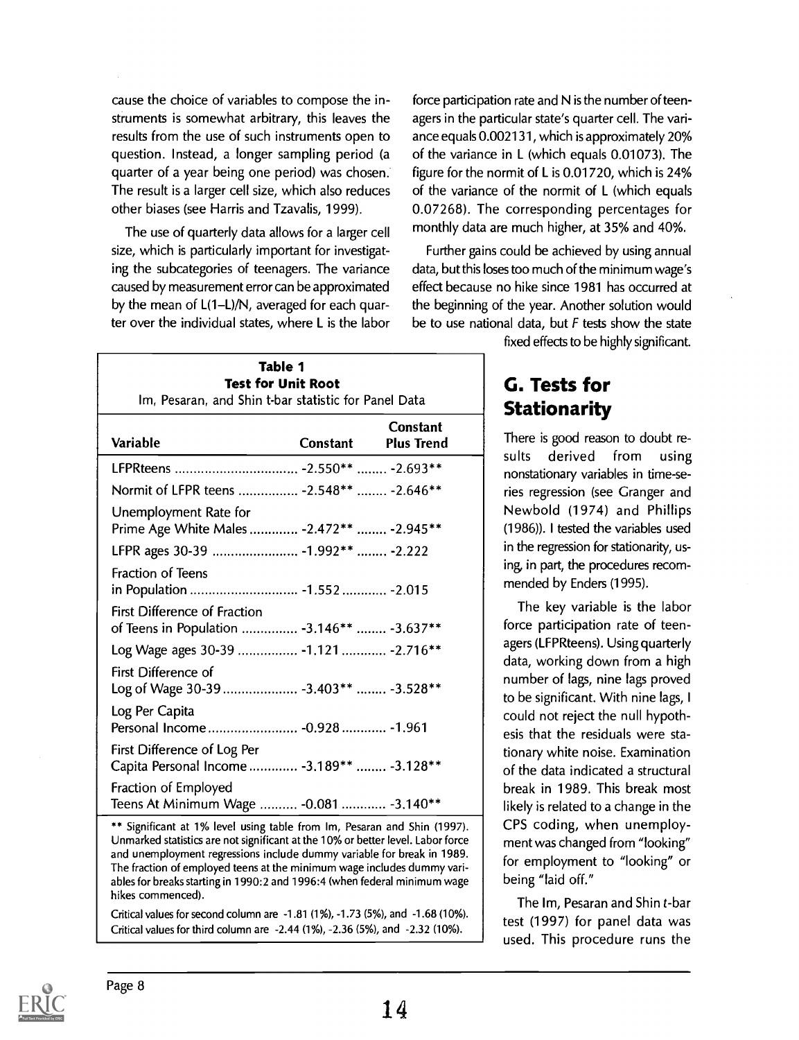cause the choice of variables to compose the instruments is somewhat arbitrary, this leaves the results from the use of such instruments open to question. Instead, a longer sampling period (a quarter of a year being one period) was chosen. The result is a larger cell size, which also reduces other biases (see Harris and Tzavalis, 1999).

The use of quarterly data allows for a larger cell size, which is particularly important for investigating the subcategories of teenagers. The variance caused by measurement error can be approximated by the mean of $L(1-L)/N$, averaged for each quarter over the individual states, where L is the labor force participation rate and N is the number of teenagers in the particular state's quarter cell. The variance equals 0.002131, which is approximately 20% of the variance in L (which equals 0.01073). The figure for the normit of L is 0.01720, which is 24% of the variance of the normit of L (which equals 0.07268). The corresponding percentages for monthly data are much higher, at 35% and 40%.

Further gains could be achieved by using annual data, but this loses too much of the minimum wage's effect because no hike since 1981 has occurred at the beginning of the year. Another solution would be to use national data, but *F* tests show the state fixed effects to be highly significant.

**Table 1**
**Test for Unit Root**
Im, Pesaran, and Shin t-bar statistic for Panel Data

| Variable | Constant | Constant Plus Trend |
|---|---|---|
| LFPRteens | -2.550** | -2.693** |
| Normit of LFPR teens | -2.548** | -2.646** |
| Unemployment Rate for Prime Age White Males | -2.472** | -2.945** |
| LFPR ages 30-39 | -1.992** | -2.222 |
| Fraction of Teens in Population | -1.552 | -2.015 |
| First Difference of Fraction of Teens in Population | -3.146** | -3.637** |
| Log Wage ages 30-39 | -1.121 | -2.716** |
| First Difference of Log of Wage 30-39 | -3.403** | -3.528** |
| Log Per Capita Personal Income | -0.928 | -1.961 |
| First Difference of Log Per Capita Personal Income | -3.189** | -3.128** |
| Fraction of Employed Teens At Minimum Wage | -0.081 | -3.140** |

** Significant at 1% level using table from Im, Pesaran and Shin (1997). Unmarked statistics are not significant at the 10% or better level. Labor force and unemployment regressions include dummy variable for break in 1989. The fraction of employed teens at the minimum wage includes dummy variables for breaks starting in 1990:2 and 1996:4 (when federal minimum wage hikes commenced).

Critical values for second column are -1.81 (1%), -1.73 (5%), and -1.68 (10%). Critical values for third column are -2.44 (1%), -2.36 (5%), and -2.32 (10%).

## G. Tests for Stationarity

There is good reason to doubt results derived from using nonstationary variables in time-series regression (see Granger and Newbold (1974) and Phillips (1986)). I tested the variables used in the regression for stationarity, using, in part, the procedures recommended by Enders (1995).

The key variable is the labor force participation rate of teenagers (LFPRteens). Using quarterly data, working down from a high number of lags, nine lags proved to be significant. With nine lags, I could not reject the null hypothesis that the residuals were stationary white noise. Examination of the data indicated a structural break in 1989. This break most likely is related to a change in the CPS coding, when unemployment was changed from "looking" for employment to "looking" or being "laid off."

The Im, Pesaran and Shin *t*-bar test (1997) for panel data was used. This procedure runs the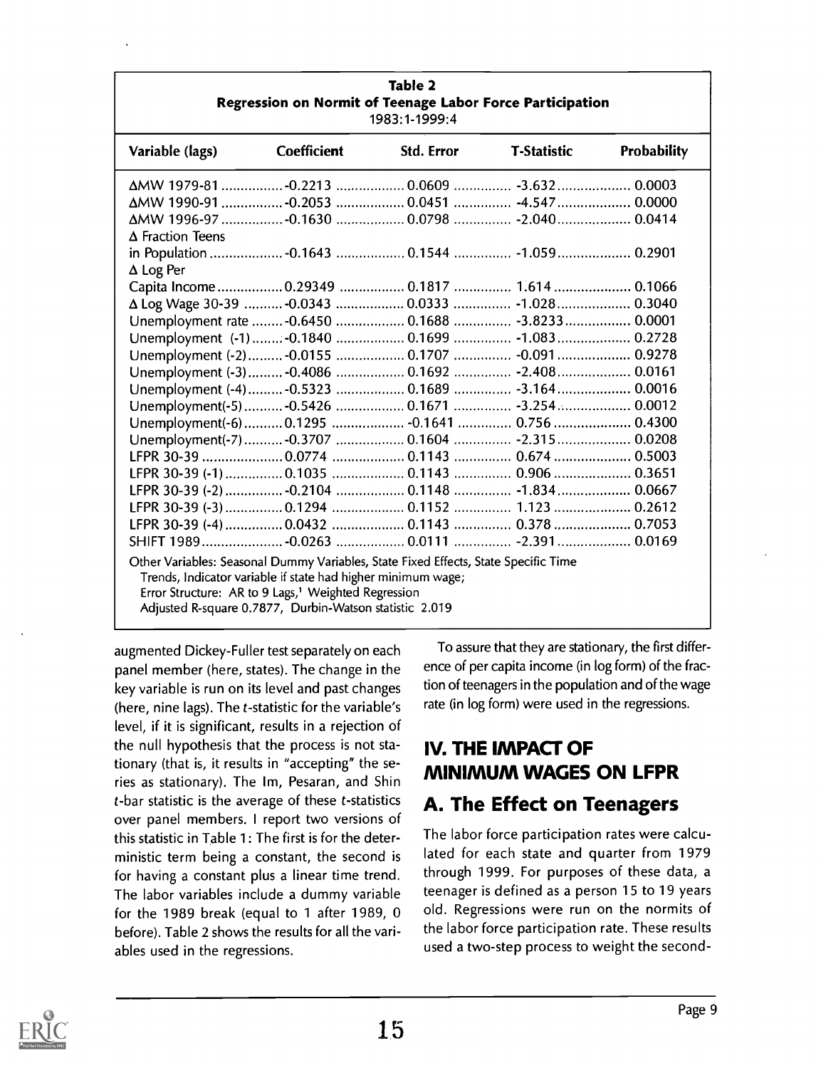**Table 2**
**Regression on Normit of Teenage Labor Force Participation**
1983:1-1999:4

| Variable (lags) | Coefficient | Std. Error | T-Statistic | Probability |
|---|---|---|---|---|
| ΔMW 1979-81 | -0.2213 | 0.0609 | -3.632 | 0.0003 |
| ΔMW 1990-91 | -0.2053 | 0.0451 | -4.547 | 0.0000 |
| ΔMW 1996-97 | -0.1630 | 0.0798 | -2.040 | 0.0414 |
| Δ Fraction Teens in Population | -0.1643 | 0.1544 | -1.059 | 0.2901 |
| Δ Log Per Capita Income | 0.29349 | 0.1817 | 1.614 | 0.1066 |
| Δ Log Wage 30-39 | -0.0343 | 0.0333 | -1.028 | 0.3040 |
| Unemployment rate | -0.6450 | 0.1688 | -3.8233 | 0.0001 |
| Unemployment (-1) | -0.1840 | 0.1699 | -1.083 | 0.2728 |
| Unemployment (-2) | -0.0155 | 0.1707 | -0.091 | 0.9278 |
| Unemployment (-3) | -0.4086 | 0.1692 | -2.408 | 0.0161 |
| Unemployment (-4) | -0.5323 | 0.1689 | -3.164 | 0.0016 |
| Unemployment(-5) | -0.5426 | 0.1671 | -3.254 | 0.0012 |
| Unemployment(-6) | 0.1295 | -0.1641 | 0.756 | 0.4300 |
| Unemployment(-7) | -0.3707 | 0.1604 | -2.315 | 0.0208 |
| LFPR 30-39 | 0.0774 | 0.1143 | 0.674 | 0.5003 |
| LFPR 30-39 (-1) | 0.1035 | 0.1143 | 0.906 | 0.3651 |
| LFPR 30-39 (-2) | -0.2104 | 0.1148 | -1.834 | 0.0667 |
| LFPR 30-39 (-3) | 0.1294 | 0.1152 | 1.123 | 0.2612 |
| LFPR 30-39 (-4) | 0.0432 | 0.1143 | 0.378 | 0.7053 |
| SHIFT 1989 | -0.0263 | 0.0111 | -2.391 | 0.0169 |

Other Variables: Seasonal Dummy Variables, State Fixed Effects, State Specific Time Trends, Indicator variable if state had higher minimum wage;
Error Structure: AR to 9 Lags,[1] Weighted Regression
Adjusted R-square 0.7877, Durbin-Watson statistic 2.019

augmented Dickey-Fuller test separately on each panel member (here, states). The change in the key variable is run on its level and past changes (here, nine lags). The *t*-statistic for the variable's level, if it is significant, results in a rejection of the null hypothesis that the process is not stationary (that is, it results in "accepting" the series as stationary). The Im, Pesaran, and Shin *t*-bar statistic is the average of these *t*-statistics over panel members. I report two versions of this statistic in Table 1: The first is for the deterministic term being a constant, the second is for having a constant plus a linear time trend. The labor variables include a dummy variable for the 1989 break (equal to 1 after 1989, 0 before). Table 2 shows the results for all the variables used in the regressions.

To assure that they are stationary, the first difference of per capita income (in log form) of the fraction of teenagers in the population and of the wage rate (in log form) were used in the regressions.

## IV. THE IMPACT OF MINIMUM WAGES ON LFPR

### A. The Effect on Teenagers

The labor force participation rates were calculated for each state and quarter from 1979 through 1999. For purposes of these data, a teenager is defined as a person 15 to 19 years old. Regressions were run on the normits of the labor force participation rate. These results used a two-step process to weight the second-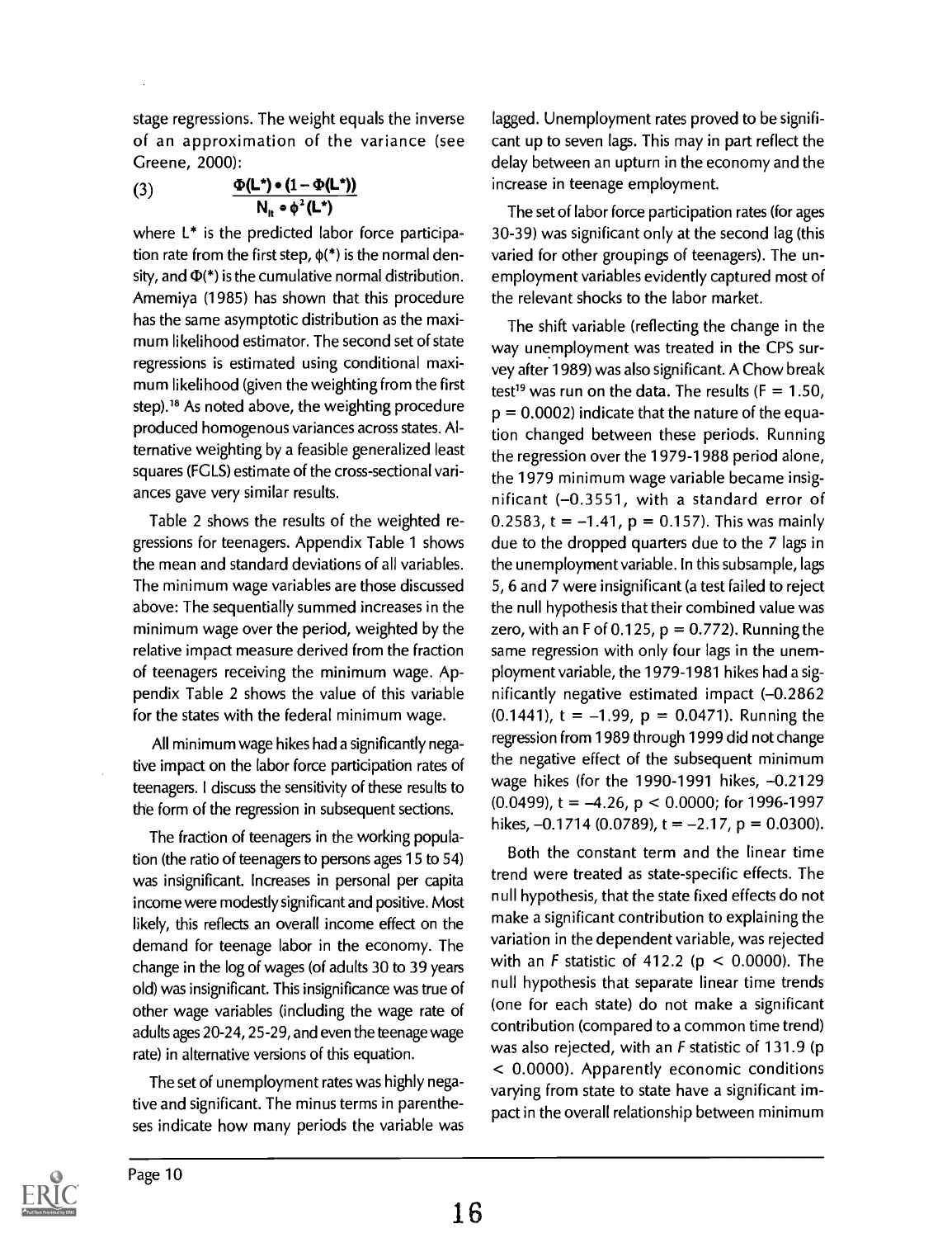stage regressions. The weight equals the inverse of an approximation of the variance (see Greene, 2000):

$$(3) \qquad \frac{\Phi(L^*) \bullet (1 - \Phi(L^*))}{N_{it} \bullet \phi^2(L^*)}$$

where $L^*$ is the predicted labor force participation rate from the first step, $\phi(*)$ is the normal density, and $\Phi(*)$ is the cumulative normal distribution. Amemiya (1985) has shown that this procedure has the same asymptotic distribution as the maximum likelihood estimator. The second set of state regressions is estimated using conditional maximum likelihood (given the weighting from the first step).[18] As noted above, the weighting procedure produced homogenous variances across states. Alternative weighting by a feasible generalized least squares (FGLS) estimate of the cross-sectional variances gave very similar results.

Table 2 shows the results of the weighted regressions for teenagers. Appendix Table 1 shows the mean and standard deviations of all variables. The minimum wage variables are those discussed above: The sequentially summed increases in the minimum wage over the period, weighted by the relative impact measure derived from the fraction of teenagers receiving the minimum wage. Appendix Table 2 shows the value of this variable for the states with the federal minimum wage.

All minimum wage hikes had a significantly negative impact on the labor force participation rates of teenagers. I discuss the sensitivity of these results to the form of the regression in subsequent sections.

The fraction of teenagers in the working population (the ratio of teenagers to persons ages 15 to 54) was insignificant. Increases in personal per capita income were modestly significant and positive. Most likely, this reflects an overall income effect on the demand for teenage labor in the economy. The change in the log of wages (of adults 30 to 39 years old) was insignificant. This insignificance was true of other wage variables (including the wage rate of adults ages 20-24, 25-29, and even the teenage wage rate) in alternative versions of this equation.

The set of unemployment rates was highly negative and significant. The minus terms in parentheses indicate how many periods the variable was lagged. Unemployment rates proved to be significant up to seven lags. This may in part reflect the delay between an upturn in the economy and the increase in teenage employment.

The set of labor force participation rates (for ages 30-39) was significant only at the second lag (this varied for other groupings of teenagers). The unemployment variables evidently captured most of the relevant shocks to the labor market.

The shift variable (reflecting the change in the way unemployment was treated in the CPS survey after 1989) was also significant. A Chow break test[19] was run on the data. The results ($F = 1.50$, $p = 0.0002$) indicate that the nature of the equation changed between these periods. Running the regression over the 1979-1988 period alone, the 1979 minimum wage variable became insignificant (–0.3551, with a standard error of 0.2583, $t = -1.41$, $p = 0.157$). This was mainly due to the dropped quarters due to the 7 lags in the unemployment variable. In this subsample, lags 5, 6 and 7 were insignificant (a test failed to reject the null hypothesis that their combined value was zero, with an F of 0.125, $p = 0.772$). Running the same regression with only four lags in the unemployment variable, the 1979-1981 hikes had a significantly negative estimated impact (–0.2862 (0.1441), $t = -1.99$, $p = 0.0471$). Running the regression from 1989 through 1999 did not change the negative effect of the subsequent minimum wage hikes (for the 1990-1991 hikes, –0.2129 (0.0499), $t = -4.26$, $p < 0.0000$; for 1996-1997 hikes, –0.1714 (0.0789), $t = -2.17$, $p = 0.0300$).

Both the constant term and the linear time trend were treated as state-specific effects. The null hypothesis, that the state fixed effects do not make a significant contribution to explaining the variation in the dependent variable, was rejected with an $F$ statistic of 412.2 ($p < 0.0000$). The null hypothesis that separate linear time trends (one for each state) do not make a significant contribution (compared to a common time trend) was also rejected, with an $F$ statistic of 131.9 ($p < 0.0000$). Apparently economic conditions varying from state to state have a significant impact in the overall relationship between minimum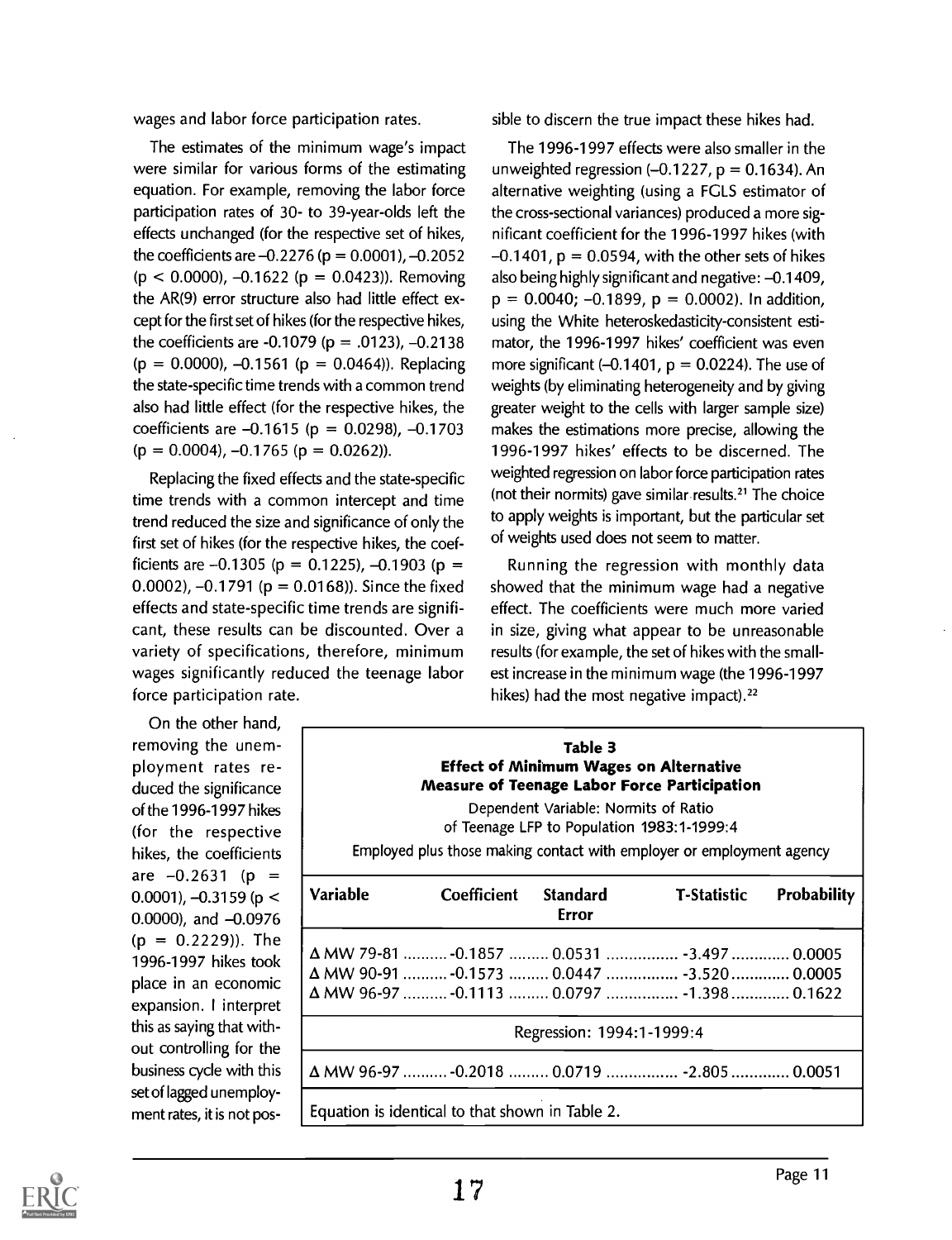wages and labor force participation rates.

The estimates of the minimum wage's impact were similar for various forms of the estimating equation. For example, removing the labor force participation rates of 30- to 39-year-olds left the effects unchanged (for the respective set of hikes, the coefficients are –0.2276 ($p = 0.0001$), –0.2052 ($p < 0.0000$), –0.1622 ($p = 0.0423$)). Removing the AR(9) error structure also had little effect except for the first set of hikes (for the respective hikes, the coefficients are -0.1079 ($p = .0123$), –0.2138 ($p = 0.0000$), –0.1561 ($p = 0.0464$)). Replacing the state-specific time trends with a common trend also had little effect (for the respective hikes, the coefficients are –0.1615 ($p = 0.0298$), –0.1703 ($p = 0.0004$), –0.1765 ($p = 0.0262$)).

Replacing the fixed effects and the state-specific time trends with a common intercept and time trend reduced the size and significance of only the first set of hikes (for the respective hikes, the coefficients are –0.1305 ($p = 0.1225$), –0.1903 ($p = 0.0002$), –0.1791 ($p = 0.0168$)). Since the fixed effects and state-specific time trends are significant, these results can be discounted. Over a variety of specifications, therefore, minimum wages significantly reduced the teenage labor force participation rate.

On the other hand, removing the unemployment rates reduced the significance of the 1996-1997 hikes (for the respective hikes, the coefficients are –0.2631 ($p = 0.0001$), –0.3159 ($p < 0.0000$), and –0.0976 ($p = 0.2229$)). The 1996-1997 hikes took place in an economic expansion. I interpret this as saying that without controlling for the business cycle with this set of lagged unemployment rates, it is not possible to discern the true impact these hikes had.

The 1996-1997 effects were also smaller in the unweighted regression (–0.1227, $p = 0.1634$). An alternative weighting (using a FGLS estimator of the cross-sectional variances) produced a more significant coefficient for the 1996-1997 hikes (with –0.1401, $p = 0.0594$, with the other sets of hikes also being highly significant and negative: –0.1409, $p = 0.0040$; –0.1899, $p = 0.0002$). In addition, using the White heteroskedasticity-consistent estimator, the 1996-1997 hikes' coefficient was even more significant (–0.1401, $p = 0.0224$). The use of weights (by eliminating heterogeneity and by giving greater weight to the cells with larger sample size) makes the estimations more precise, allowing the 1996-1997 hikes' effects to be discerned. The weighted regression on labor force participation rates (not their normits) gave similar results.[21] The choice to apply weights is important, but the particular set of weights used does not seem to matter.

Running the regression with monthly data showed that the minimum wage had a negative effect. The coefficients were much more varied in size, giving what appear to be unreasonable results (for example, the set of hikes with the smallest increase in the minimum wage (the 1996-1997 hikes) had the most negative impact).[22]

**Table 3**
**Effect of Minimum Wages on Alternative Measure of Teenage Labor Force Participation**

Dependent Variable: Normits of Ratio of Teenage LFP to Population 1983:1-1999:4

Employed plus those making contact with employer or employment agency

| Variable | Coefficient | Standard Error | T-Statistic | Probability |
|---|---|---|---|---|
| Δ MW 79-81 | -0.1857 | 0.0531 | -3.497 | 0.0005 |
| Δ MW 90-91 | -0.1573 | 0.0447 | -3.520 | 0.0005 |
| Δ MW 96-97 | -0.1113 | 0.0797 | -1.398 | 0.1622 |
| Regression: 1994:1-1999:4 | | | | |
| Δ MW 96-97 | -0.2018 | 0.0719 | -2.805 | 0.0051 |

Equation is identical to that shown in Table 2.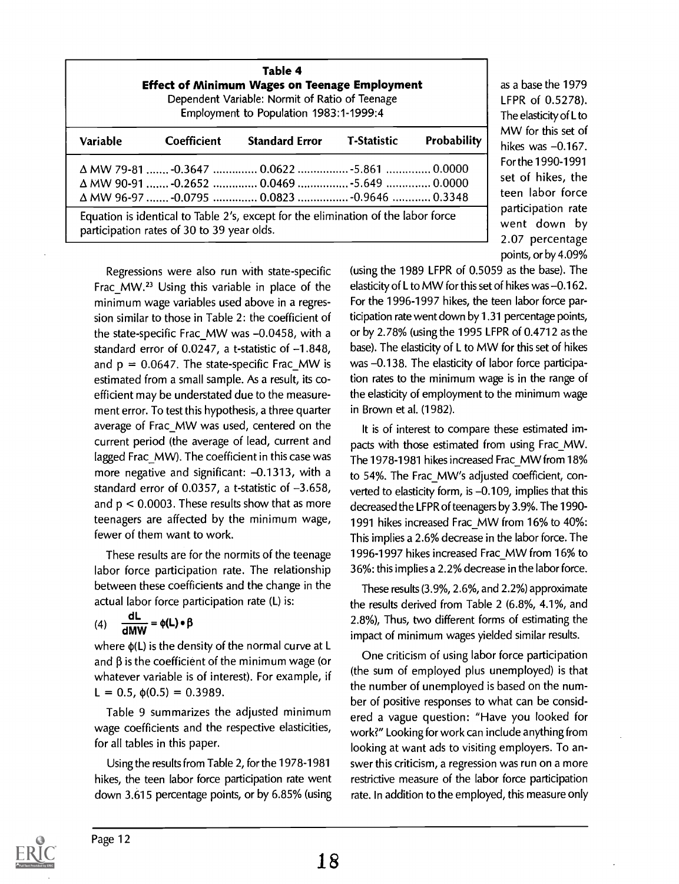**Table 4**
**Effect of Minimum Wages on Teenage Employment**
Dependent Variable: Normit of Ratio of Teenage Employment to Population 1983:1-1999:4

| Variable | Coefficient | Standard Error | T-Statistic | Probability |
|---|---|---|---|---|
| Δ MW 79-81 | -0.3647 | 0.0622 | -5.861 | 0.0000 |
| Δ MW 90-91 | -0.2652 | 0.0469 | -5.649 | 0.0000 |
| Δ MW 96-97 | -0.0795 | 0.0823 | -0.9646 | 0.3348 |

Equation is identical to Table 2's, except for the elimination of the labor force participation rates of 30 to 39 year olds.

Regressions were also run with state-specific Frac_MW.[23] Using this variable in place of the minimum wage variables used above in a regression similar to those in Table 2: the coefficient of the state-specific Frac_MW was –0.0458, with a standard error of 0.0247, a t-statistic of –1.848, and $p = 0.0647$. The state-specific Frac_MW is estimated from a small sample. As a result, its coefficient may be understated due to the measurement error. To test this hypothesis, a three quarter average of Frac_MW was used, centered on the current period (the average of lead, current and lagged Frac_MW). The coefficient in this case was more negative and significant: –0.1313, with a standard error of 0.0357, a t-statistic of –3.658, and $p < 0.0003$. These results show that as more teenagers are affected by the minimum wage, fewer of them want to work.

These results are for the normits of the teenage labor force participation rate. The relationship between these coefficients and the change in the actual labor force participation rate (L) is:

$$\text{(4)} \quad \frac{dL}{dMW} = \phi(L) \bullet \beta$$

where $\phi(L)$ is the density of the normal curve at L and $\beta$ is the coefficient of the minimum wage (or whatever variable is of interest). For example, if $L = 0.5$, $\phi(0.5) = 0.3989$.

Table 9 summarizes the adjusted minimum wage coefficients and the respective elasticities, for all tables in this paper.

Using the results from Table 2, for the 1978-1981 hikes, the teen labor force participation rate went down 3.615 percentage points, or by 6.85% (using as a base the 1979 LFPR of 0.5278). The elasticity of L to MW for this set of hikes was –0.167. For the 1990-1991 set of hikes, the teen labor force participation rate went down by 2.07 percentage points, or by 4.09% (using the 1989 LFPR of 0.5059 as the base). The elasticity of L to MW for this set of hikes was –0.162. For the 1996-1997 hikes, the teen labor force participation rate went down by 1.31 percentage points, or by 2.78% (using the 1995 LFPR of 0.4712 as the base). The elasticity of L to MW for this set of hikes was –0.138. The elasticity of labor force participation rates to the minimum wage is in the range of the elasticity of employment to the minimum wage in Brown et al. (1982).

It is of interest to compare these estimated impacts with those estimated from using Frac_MW. The 1978-1981 hikes increased Frac_MW from 18% to 54%. The Frac_MW's adjusted coefficient, converted to elasticity form, is –0.109, implies that this decreased the LFPR of teenagers by 3.9%. The 1990-1991 hikes increased Frac_MW from 16% to 40%: This implies a 2.6% decrease in the labor force. The 1996-1997 hikes increased Frac_MW from 16% to 36%: this implies a 2.2% decrease in the labor force.

These results (3.9%, 2.6%, and 2.2%) approximate the results derived from Table 2 (6.8%, 4.1%, and 2.8%), Thus, two different forms of estimating the impact of minimum wages yielded similar results.

One criticism of using labor force participation (the sum of employed plus unemployed) is that the number of unemployed is based on the number of positive responses to what can be considered a vague question: "Have you looked for work?" Looking for work can include anything from looking at want ads to visiting employers. To answer this criticism, a regression was run on a more restrictive measure of the labor force participation rate. In addition to the employed, this measure only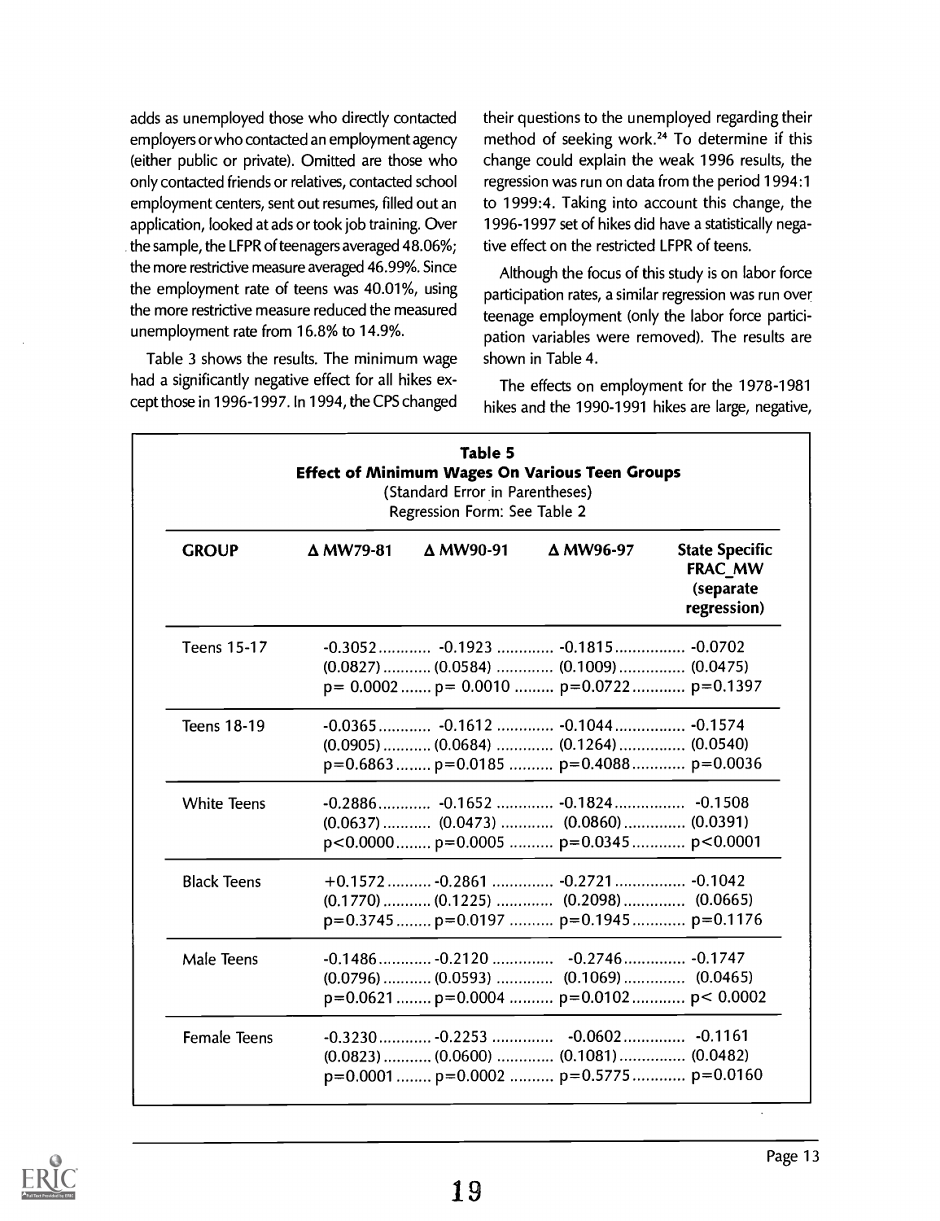adds as unemployed those who directly contacted employers or who contacted an employment agency (either public or private). Omitted are those who only contacted friends or relatives, contacted school employment centers, sent out resumes, filled out an application, looked at ads or took job training. Over the sample, the LFPR of teenagers averaged 48.06%; the more restrictive measure averaged 46.99%. Since the employment rate of teens was 40.01%, using the more restrictive measure reduced the measured unemployment rate from 16.8% to 14.9%.

Table 3 shows the results. The minimum wage had a significantly negative effect for all hikes except those in 1996-1997. In 1994, the CPS changed their questions to the unemployed regarding their method of seeking work.[24] To determine if this change could explain the weak 1996 results, the regression was run on data from the period 1994:1 to 1999:4. Taking into account this change, the 1996-1997 set of hikes did have a statistically negative effect on the restricted LFPR of teens.

Although the focus of this study is on labor force participation rates, a similar regression was run over teenage employment (only the labor force participation variables were removed). The results are shown in Table 4.

The effects on employment for the 1978-1981 hikes and the 1990-1991 hikes are large, negative,

**Table 5**
**Effect of Minimum Wages On Various Teen Groups**
(Standard Error in Parentheses)
Regression Form: See Table 2

| GROUP | Δ MW79-81 | Δ MW90-91 | Δ MW96-97 | State Specific FRAC_MW (separate regression) |
|---|---|---|---|---|
| Teens 15-17 | -0.3052 | -0.1923 | -0.1815 | -0.0702 |
| | (0.0827) | (0.0584) | (0.1009) | (0.0475) |
| | p= 0.0002 | p= 0.0010 | p=0.0722 | p=0.1397 |
| Teens 18-19 | -0.0365 | -0.1612 | -0.1044 | -0.1574 |
| | (0.0905) | (0.0684) | (0.1264) | (0.0540) |
| | p=0.6863 | p=0.0185 | p=0.4088 | p=0.0036 |
| White Teens | -0.2886 | -0.1652 | -0.1824 | -0.1508 |
| | (0.0637) | (0.0473) | (0.0860) | (0.0391) |
| | p<0.0000 | p=0.0005 | p=0.0345 | p<0.0001 |
| Black Teens | +0.1572 | -0.2861 | -0.2721 | -0.1042 |
| | (0.1770) | (0.1225) | (0.2098) | (0.0665) |
| | p=0.3745 | p=0.0197 | p=0.1945 | p=0.1176 |
| Male Teens | -0.1486 | -0.2120 | -0.2746 | -0.1747 |
| | (0.0796) | (0.0593) | (0.1069) | (0.0465) |
| | p=0.0621 | p=0.0004 | p=0.0102 | p< 0.0002 |
| Female Teens | -0.3230 | -0.2253 | -0.0602 | -0.1161 |
| | (0.0823) | (0.0600) | (0.1081) | (0.0482) |
| | p=0.0001 | p=0.0002 | p=0.5775 | p=0.0160 |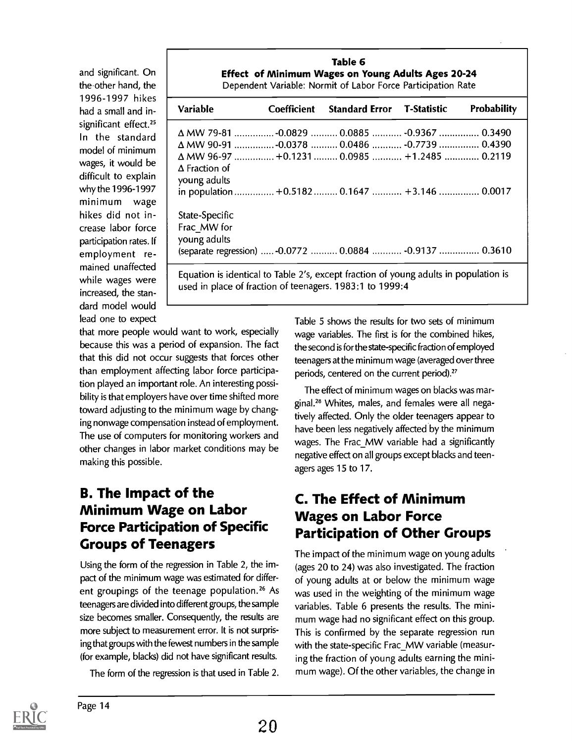and significant. On the other hand, the 1996-1997 hikes had a small and insignificant effect.[25] In the standard model of minimum wages, it would be difficult to explain why the 1996-1997 minimum wage hikes did not increase labor force participation rates. If employment remained unaffected while wages were increased, the standard model would lead one to expect that more people would want to work, especially because this was a period of expansion. The fact that this did not occur suggests that forces other than employment affecting labor force participation played an important role. An interesting possibility is that employers have over time shifted more toward adjusting to the minimum wage by changing nonwage compensation instead of employment. The use of computers for monitoring workers and other changes in labor market conditions may be making this possible.

**Table 6**
**Effect of Minimum Wages on Young Adults Ages 20-24**
Dependent Variable: Normit of Labor Force Participation Rate

| Variable | Coefficient | Standard Error | T-Statistic | Probability |
|---|---|---|---|---|
| Δ MW 79-81 | -0.0829 | 0.0885 | -0.9367 | 0.3490 |
| Δ MW 90-91 | -0.0378 | 0.0486 | -0.7739 | 0.4390 |
| Δ MW 96-97 | +0.1231 | 0.0985 | +1.2485 | 0.2119 |
| Δ Fraction of young adults in population | +0.5182 | 0.1647 | +3.146 | 0.0017 |
| State-Specific Frac_MW for young adults (separate regression) | -0.0772 | 0.0884 | -0.9137 | 0.3610 |

Equation is identical to Table 2's, except fraction of young adults in population is used in place of fraction of teenagers. 1983:1 to 1999:4

## B. The Impact of the Minimum Wage on Labor Force Participation of Specific Groups of Teenagers

Using the form of the regression in Table 2, the impact of the minimum wage was estimated for different groupings of the teenage population.[26] As teenagers are divided into different groups, the sample size becomes smaller. Consequently, the results are more subject to measurement error. It is not surprising that groups with the fewest numbers in the sample (for example, blacks) did not have significant results.

The form of the regression is that used in Table 2. Table 5 shows the results for two sets of minimum wage variables. The first is for the combined hikes, the second is for the state-specific fraction of employed teenagers at the minimum wage (averaged over three periods, centered on the current period).[27]

The effect of minimum wages on blacks was marginal.[28] Whites, males, and females were all negatively affected. Only the older teenagers appear to have been less negatively affected by the minimum wages. The Frac_MW variable had a significantly negative effect on all groups except blacks and teenagers ages 15 to 17.

## C. The Effect of Minimum Wages on Labor Force Participation of Other Groups

The impact of the minimum wage on young adults (ages 20 to 24) was also investigated. The fraction of young adults at or below the minimum wage was used in the weighting of the minimum wage variables. Table 6 presents the results. The minimum wage had no significant effect on this group. This is confirmed by the separate regression run with the state-specific Frac_MW variable (measuring the fraction of young adults earning the minimum wage). Of the other variables, the change in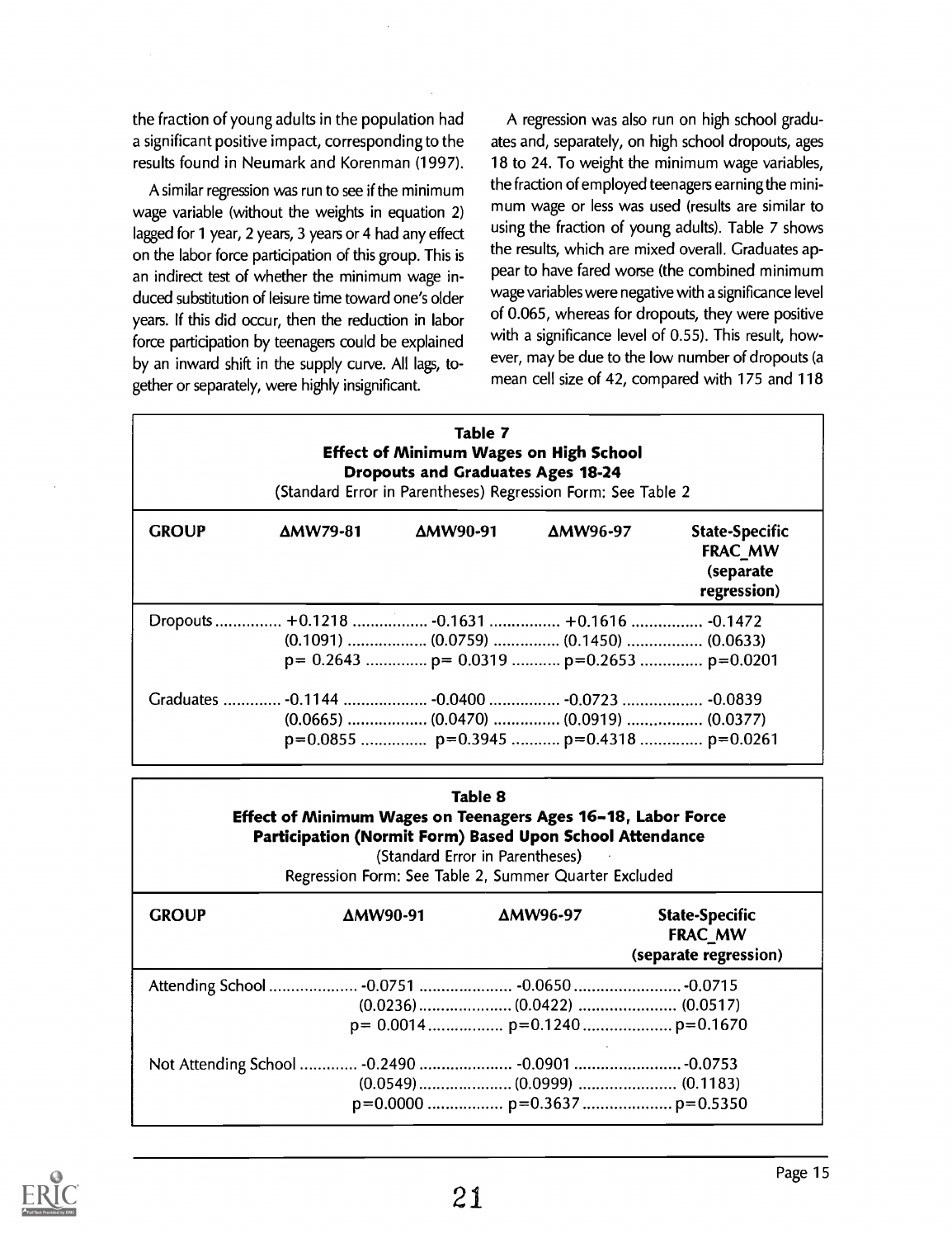the fraction of young adults in the population had a significant positive impact, corresponding to the results found in Neumark and Korenman (1997).

A similar regression was run to see if the minimum wage variable (without the weights in equation 2) lagged for 1 year, 2 years, 3 years or 4 had any effect on the labor force participation of this group. This is an indirect test of whether the minimum wage induced substitution of leisure time toward one's older years. If this did occur, then the reduction in labor force participation by teenagers could be explained by an inward shift in the supply curve. All lags, together or separately, were highly insignificant.

A regression was also run on high school graduates and, separately, on high school dropouts, ages 18 to 24. To weight the minimum wage variables, the fraction of employed teenagers earning the minimum wage or less was used (results are similar to using the fraction of young adults). Table 7 shows the results, which are mixed overall. Graduates appear to have fared worse (the combined minimum wage variables were negative with a significance level of 0.065, whereas for dropouts, they were positive with a significance level of 0.55). This result, however, may be due to the low number of dropouts (a mean cell size of 42, compared with 175 and 118

**Table 7**
**Effect of Minimum Wages on High School Dropouts and Graduates Ages 18-24**
(Standard Error in Parentheses) Regression Form: See Table 2

| GROUP | ΔMW79-81 | ΔMW90-91 | ΔMW96-97 | State-Specific FRAC_MW (separate regression) |
|---|---|---|---|---|
| Dropouts | +0.1218 | -0.1631 | +0.1616 | -0.1472 |
| | (0.1091) | (0.0759) | (0.1450) | (0.0633) |
| | p= 0.2643 | p= 0.0319 | p=0.2653 | p=0.0201 |
| Graduates | -0.1144 | -0.0400 | -0.0723 | -0.0839 |
| | (0.0665) | (0.0470) | (0.0919) | (0.0377) |
| | p=0.0855 | p=0.3945 | p=0.4318 | p=0.0261 |

**Table 8**
**Effect of Minimum Wages on Teenagers Ages 16–18, Labor Force Participation (Normit Form) Based Upon School Attendance**
(Standard Error in Parentheses)
Regression Form: See Table 2, Summer Quarter Excluded

| GROUP | ΔMW90-91 | ΔMW96-97 | State-Specific FRAC_MW (separate regression) |
|---|---|---|---|
| Attending School | -0.0751 | -0.0650 | -0.0715 |
| | (0.0236) | (0.0422) | (0.0517) |
| | p= 0.0014 | p=0.1240 | p=0.1670 |
| Not Attending School | -0.2490 | -0.0901 | -0.0753 |
| | (0.0549) | (0.0999) | (0.1183) |
| | p=0.0000 | p=0.3637 | p=0.5350 |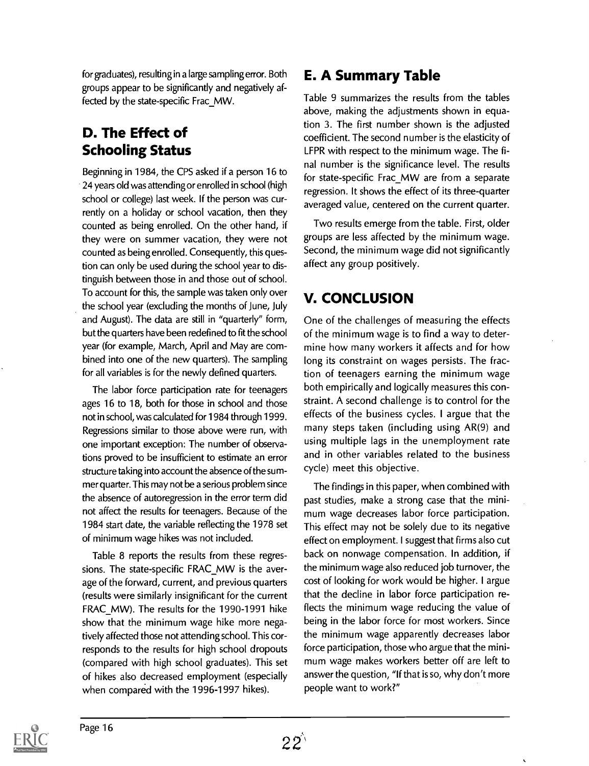for graduates), resulting in a large sampling error. Both groups appear to be significantly and negatively affected by the state-specific Frac_MW.

## D. The Effect of Schooling Status

Beginning in 1984, the CPS asked if a person 16 to 24 years old was attending or enrolled in school (high school or college) last week. If the person was currently on a holiday or school vacation, then they counted as being enrolled. On the other hand, if they were on summer vacation, they were not counted as being enrolled. Consequently, this question can only be used during the school year to distinguish between those in and those out of school. To account for this, the sample was taken only over the school year (excluding the months of June, July and August). The data are still in "quarterly" form, but the quarters have been redefined to fit the school year (for example, March, April and May are combined into one of the new quarters). The sampling for all variables is for the newly defined quarters.

The labor force participation rate for teenagers ages 16 to 18, both for those in school and those not in school, was calculated for 1984 through 1999. Regressions similar to those above were run, with one important exception: The number of observations proved to be insufficient to estimate an error structure taking into account the absence of the summer quarter. This may not be a serious problem since the absence of autoregression in the error term did not affect the results for teenagers. Because of the 1984 start date, the variable reflecting the 1978 set of minimum wage hikes was not included.

Table 8 reports the results from these regressions. The state-specific FRAC_MW is the average of the forward, current, and previous quarters (results were similarly insignificant for the current FRAC_MW). The results for the 1990-1991 hike show that the minimum wage hike more negatively affected those not attending school. This corresponds to the results for high school dropouts (compared with high school graduates). This set of hikes also decreased employment (especially when compared with the 1996-1997 hikes).

## E. A Summary Table

Table 9 summarizes the results from the tables above, making the adjustments shown in equation 3. The first number shown is the adjusted coefficient. The second number is the elasticity of LFPR with respect to the minimum wage. The final number is the significance level. The results for state-specific Frac_MW are from a separate regression. It shows the effect of its three-quarter averaged value, centered on the current quarter.

Two results emerge from the table. First, older groups are less affected by the minimum wage. Second, the minimum wage did not significantly affect any group positively.

# V. CONCLUSION

One of the challenges of measuring the effects of the minimum wage is to find a way to determine how many workers it affects and for how long its constraint on wages persists. The fraction of teenagers earning the minimum wage both empirically and logically measures this constraint. A second challenge is to control for the effects of the business cycles. I argue that the many steps taken (including using AR(9) and using multiple lags in the unemployment rate and in other variables related to the business cycle) meet this objective.

The findings in this paper, when combined with past studies, make a strong case that the minimum wage decreases labor force participation. This effect may not be solely due to its negative effect on employment. I suggest that firms also cut back on nonwage compensation. In addition, if the minimum wage also reduced job turnover, the cost of looking for work would be higher. I argue that the decline in labor force participation reflects the minimum wage reducing the value of being in the labor force for most workers. Since the minimum wage apparently decreases labor force participation, those who argue that the minimum wage makes workers better off are left to answer the question, "If that is so, why don't more people want to work?"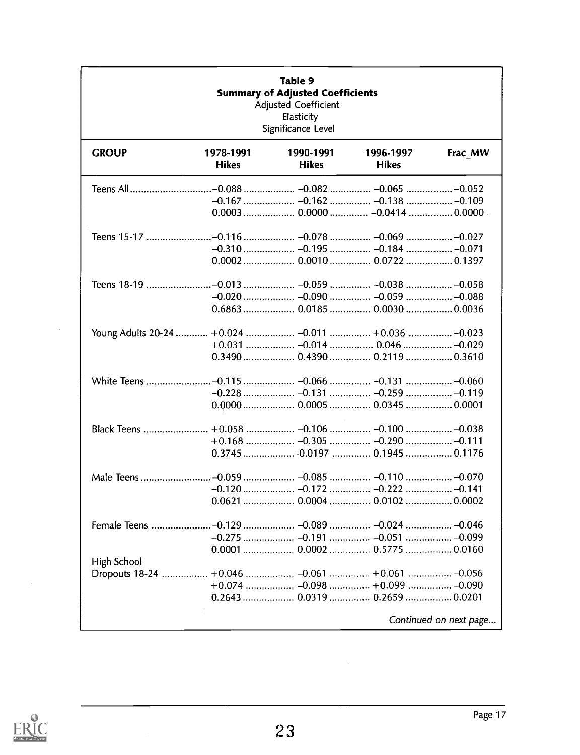**Table 9**
**Summary of Adjusted Coefficients**
Adjusted Coefficient
Elasticity
Significance Level

| GROUP | 1978-1991 Hikes | 1990-1991 Hikes | 1996-1997 Hikes | Frac_MW |
|---|---|---|---|---|
| Teens All | –0.088 | –0.082 | –0.065 | –0.052 |
| | –0.167 | –0.162 | –0.138 | –0.109 |
| | 0.0003 | 0.0000 | –0.0414 | 0.0000 |
| Teens 15-17 | –0.116 | –0.078 | –0.069 | –0.027 |
| | –0.310 | –0.195 | –0.184 | –0.071 |
| | 0.0002 | 0.0010 | 0.0722 | 0.1397 |
| Teens 18-19 | –0.013 | –0.059 | –0.038 | –0.058 |
| | –0.020 | –0.090 | –0.059 | –0.088 |
| | 0.6863 | 0.0185 | 0.0030 | 0.0036 |
| Young Adults 20-24 | +0.024 | –0.011 | +0.036 | –0.023 |
| | +0.031 | –0.014 | 0.046 | –0.029 |
| | 0.3490 | 0.4390 | 0.2119 | 0.3610 |
| White Teens | –0.115 | –0.066 | –0.131 | –0.060 |
| | –0.228 | –0.131 | –0.259 | –0.119 |
| | 0.0000 | 0.0005 | 0.0345 | 0.0001 |
| Black Teens | +0.058 | –0.106 | –0.100 | –0.038 |
| | +0.168 | –0.305 | –0.290 | –0.111 |
| | 0.3745 | -0.0197 | 0.1945 | 0.1176 |
| Male Teens | –0.059 | –0.085 | –0.110 | –0.070 |
| | –0.120 | –0.172 | –0.222 | –0.141 |
| | 0.0621 | 0.0004 | 0.0102 | 0.0002 |
| Female Teens | –0.129 | –0.089 | –0.024 | –0.046 |
| | –0.275 | –0.191 | –0.051 | –0.099 |
| | 0.0001 | 0.0002 | 0.5775 | 0.0160 |
| High School Dropouts 18-24 | +0.046 | –0.061 | +0.061 | –0.056 |
| | +0.074 | –0.098 | +0.099 | –0.090 |
| | 0.2643 | 0.0319 | 0.2659 | 0.0201 |

*Continued on next page...*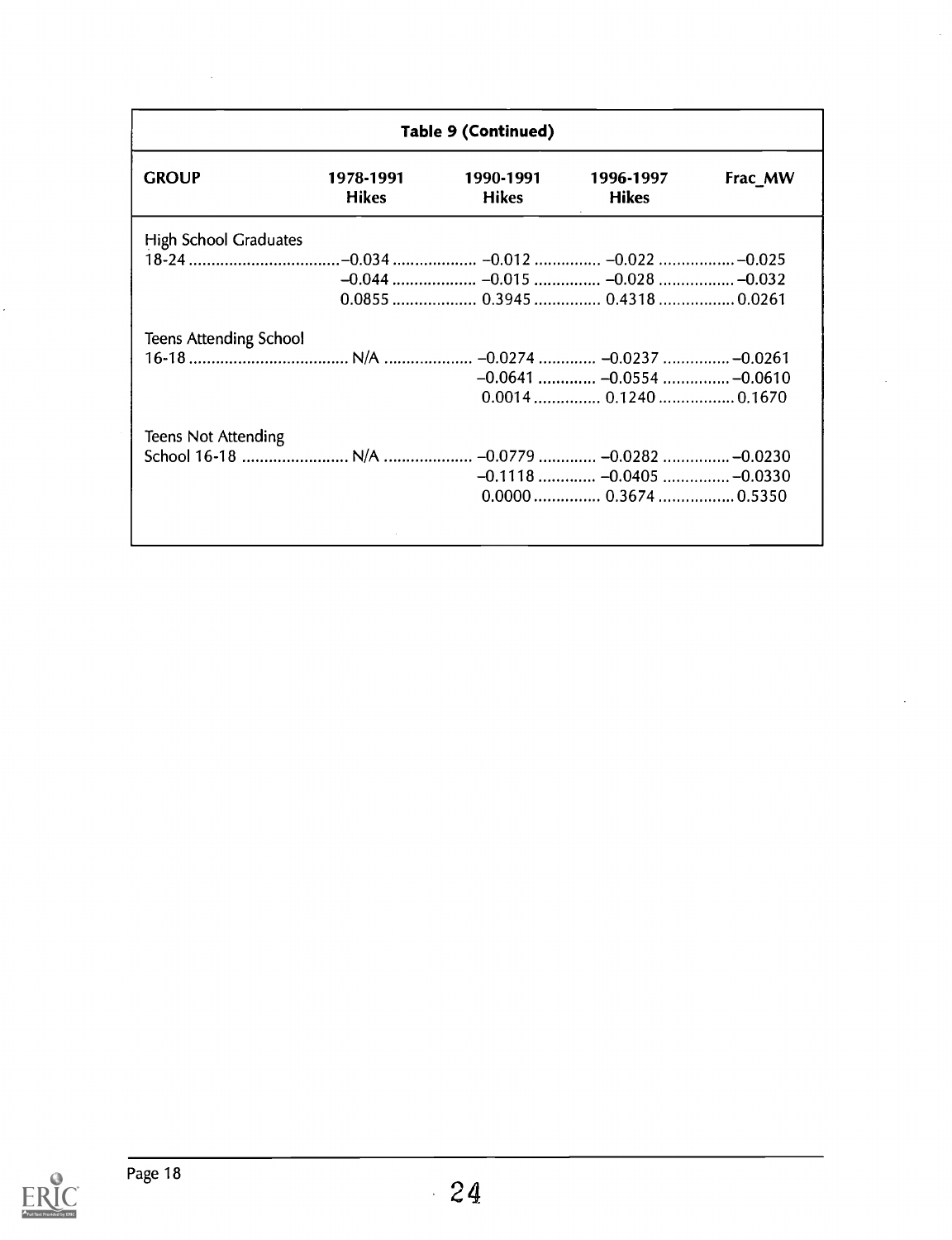| Table 9 (Continued) | | | | |
|---|---|---|---|---|
| **GROUP** | **1978-1991 Hikes** | **1990-1991 Hikes** | **1996-1997 Hikes** | **Frac_MW** |
| High School Graduates 18-24 | −0.034 | −0.012 | −0.022 | −0.025 |
| | −0.044 | −0.015 | −0.028 | −0.032 |
| | 0.0855 | 0.3945 | 0.4318 | 0.0261 |
| Teens Attending School 16-18 | N/A | −0.0274 | −0.0237 | −0.0261 |
| | | −0.0641 | −0.0554 | −0.0610 |
| | | 0.0014 | 0.1240 | 0.1670 |
| Teens Not Attending School 16-18 | N/A | −0.0779 | −0.0282 | −0.0230 |
| | | −0.1118 | −0.0405 | −0.0330 |
| | | 0.0000 | 0.3674 | 0.5350 |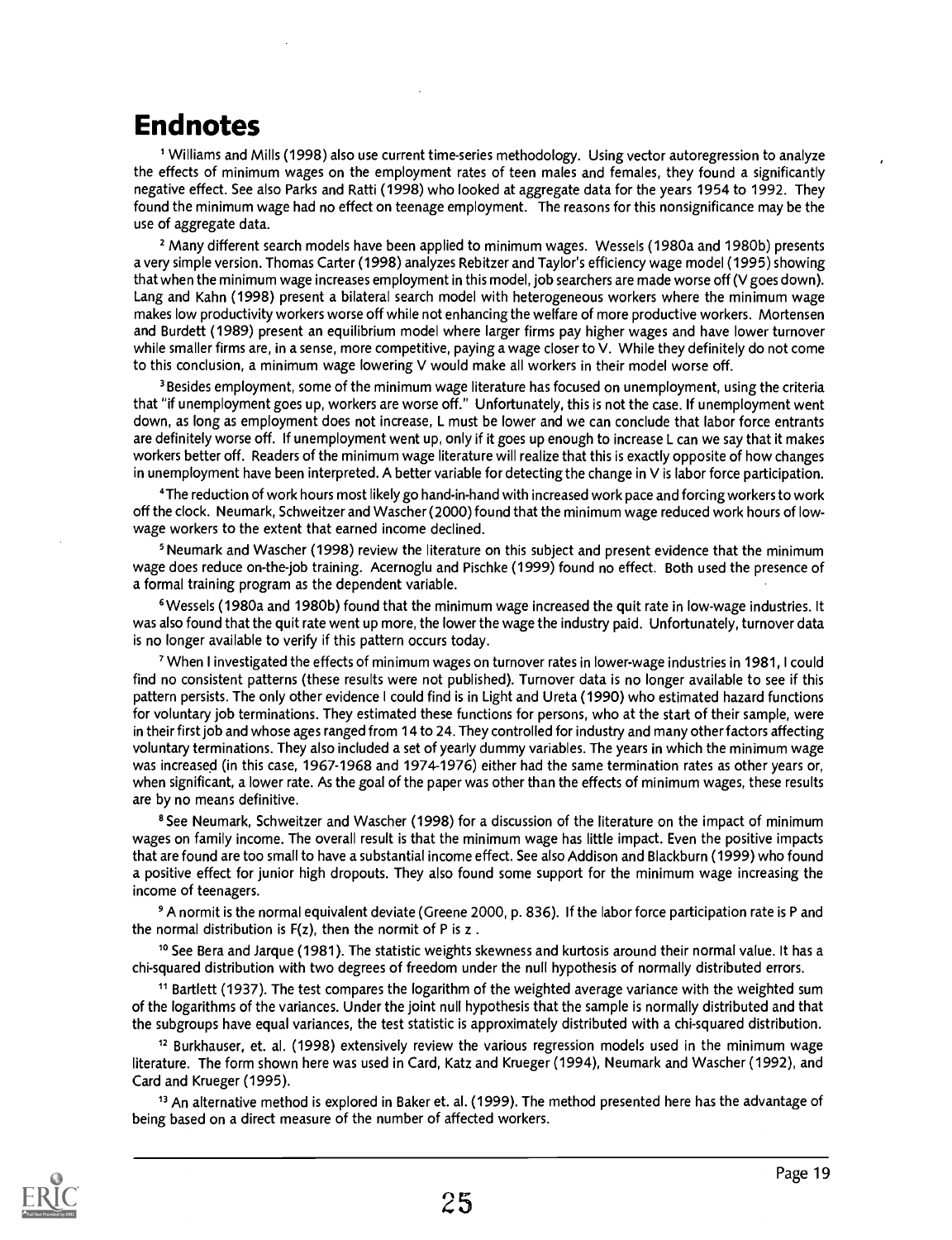# Endnotes

[1] Williams and Mills (1998) also use current time-series methodology. Using vector autoregression to analyze the effects of minimum wages on the employment rates of teen males and females, they found a significantly negative effect. See also Parks and Ratti (1998) who looked at aggregate data for the years 1954 to 1992. They found the minimum wage had no effect on teenage employment. The reasons for this nonsignificance may be the use of aggregate data.

[2] Many different search models have been applied to minimum wages. Wessels (1980a and 1980b) presents a very simple version. Thomas Carter (1998) analyzes Rebitzer and Taylor's efficiency wage model (1995) showing that when the minimum wage increases employment in this model, job searchers are made worse off (V goes down). Lang and Kahn (1998) present a bilateral search model with heterogeneous workers where the minimum wage makes low productivity workers worse off while not enhancing the welfare of more productive workers. Mortensen and Burdett (1989) present an equilibrium model where larger firms pay higher wages and have lower turnover while smaller firms are, in a sense, more competitive, paying a wage closer to V. While they definitely do not come to this conclusion, a minimum wage lowering V would make all workers in their model worse off.

[3] Besides employment, some of the minimum wage literature has focused on unemployment, using the criteria that "if unemployment goes up, workers are worse off." Unfortunately, this is not the case. If unemployment went down, as long as employment does not increase, L must be lower and we can conclude that labor force entrants are definitely worse off. If unemployment went up, only if it goes up enough to increase L can we say that it makes workers better off. Readers of the minimum wage literature will realize that this is exactly opposite of how changes in unemployment have been interpreted. A better variable for detecting the change in V is labor force participation.

[4] The reduction of work hours most likely go hand-in-hand with increased work pace and forcing workers to work off the clock. Neumark, Schweitzer and Wascher (2000) found that the minimum wage reduced work hours of low-wage workers to the extent that earned income declined.

[5] Neumark and Wascher (1998) review the literature on this subject and present evidence that the minimum wage does reduce on-the-job training. Acernoglu and Pischke (1999) found no effect. Both used the presence of a formal training program as the dependent variable.

[6] Wessels (1980a and 1980b) found that the minimum wage increased the quit rate in low-wage industries. It was also found that the quit rate went up more, the lower the wage the industry paid. Unfortunately, turnover data is no longer available to verify if this pattern occurs today.

[7] When I investigated the effects of minimum wages on turnover rates in lower-wage industries in 1981, I could find no consistent patterns (these results were not published). Turnover data is no longer available to see if this pattern persists. The only other evidence I could find is in Light and Ureta (1990) who estimated hazard functions for voluntary job terminations. They estimated these functions for persons, who at the start of their sample, were in their first job and whose ages ranged from 14 to 24. They controlled for industry and many other factors affecting voluntary terminations. They also included a set of yearly dummy variables. The years in which the minimum wage was increased (in this case, 1967-1968 and 1974-1976) either had the same termination rates as other years or, when significant, a lower rate. As the goal of the paper was other than the effects of minimum wages, these results are by no means definitive.

[8] See Neumark, Schweitzer and Wascher (1998) for a discussion of the literature on the impact of minimum wages on family income. The overall result is that the minimum wage has little impact. Even the positive impacts that are found are too small to have a substantial income effect. See also Addison and Blackburn (1999) who found a positive effect for junior high dropouts. They also found some support for the minimum wage increasing the income of teenagers.

[9] A normit is the normal equivalent deviate (Greene 2000, p. 836). If the labor force participation rate is P and the normal distribution is $F(z)$, then the normit of P is $z$.

[10] See Bera and Jarque (1981). The statistic weights skewness and kurtosis around their normal value. It has a chi-squared distribution with two degrees of freedom under the null hypothesis of normally distributed errors.

[11] Bartlett (1937). The test compares the logarithm of the weighted average variance with the weighted sum of the logarithms of the variances. Under the joint null hypothesis that the sample is normally distributed and that the subgroups have equal variances, the test statistic is approximately distributed with a chi-squared distribution.

[12] Burkhauser, et. al. (1998) extensively review the various regression models used in the minimum wage literature. The form shown here was used in Card, Katz and Krueger (1994), Neumark and Wascher (1992), and Card and Krueger (1995).

[13] An alternative method is explored in Baker et. al. (1999). The method presented here has the advantage of being based on a direct measure of the number of affected workers.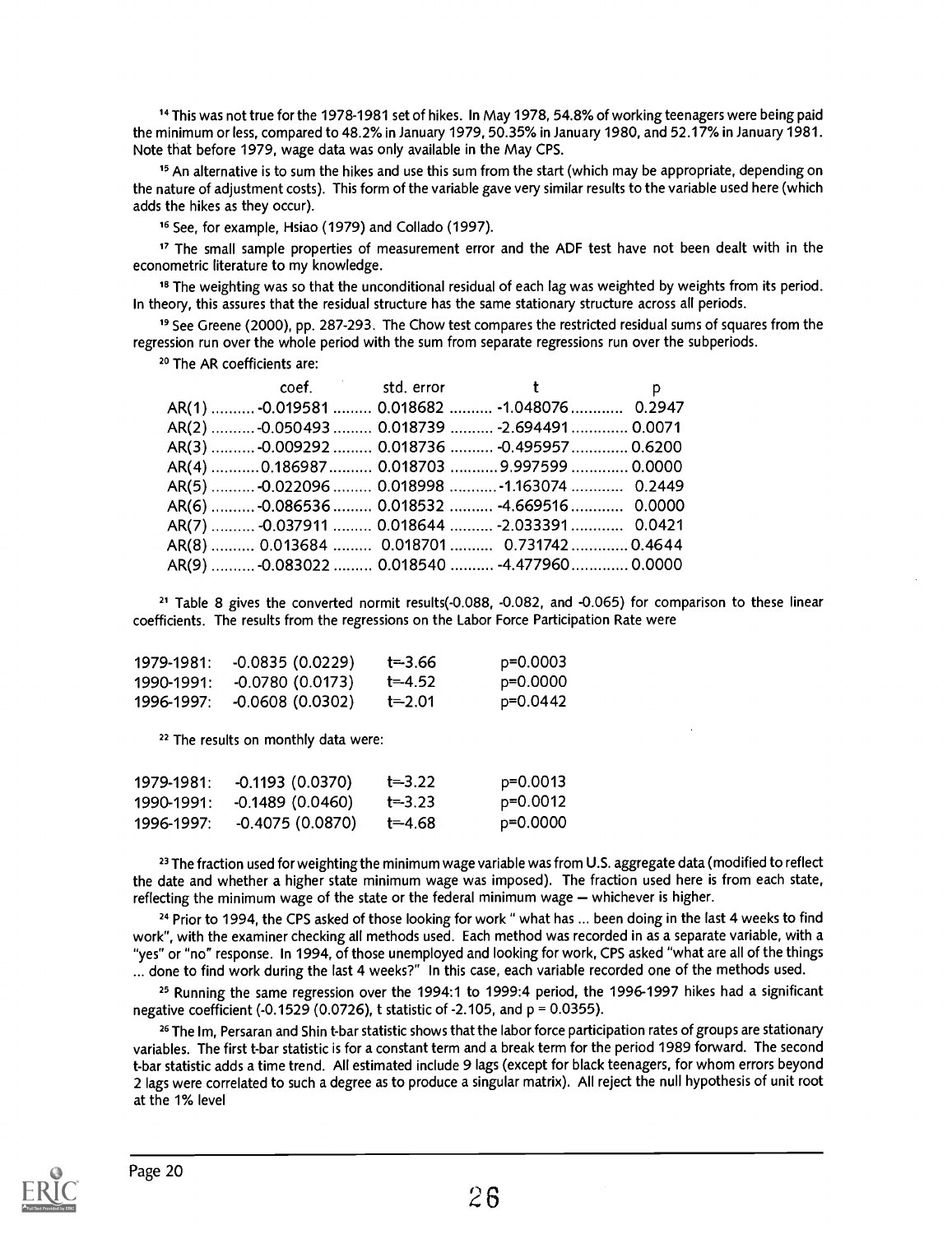[14] This was not true for the 1978-1981 set of hikes. In May 1978, 54.8% of working teenagers were being paid the minimum or less, compared to 48.2% in January 1979, 50.35% in January 1980, and 52.17% in January 1981. Note that before 1979, wage data was only available in the May CPS.

[15] An alternative is to sum the hikes and use this sum from the start (which may be appropriate, depending on the nature of adjustment costs). This form of the variable gave very similar results to the variable used here (which adds the hikes as they occur).

[16] See, for example, Hsiao (1979) and Collado (1997).

[17] The small sample properties of measurement error and the ADF test have not been dealt with in the econometric literature to my knowledge.

[18] The weighting was so that the unconditional residual of each lag was weighted by weights from its period. In theory, this assures that the residual structure has the same stationary structure across all periods.

[19] See Greene (2000), pp. 287-293. The Chow test compares the restricted residual sums of squares from the regression run over the whole period with the sum from separate regressions run over the subperiods.

[20] The AR coefficients are:

| | coef. | std. error | t | p |
|---|---|---|---|---|
| AR(1) | -0.019581 | 0.018682 | -1.048076 | 0.2947 |
| AR(2) | -0.050493 | 0.018739 | -2.694491 | 0.0071 |
| AR(3) | -0.009292 | 0.018736 | -0.495957 | 0.6200 |
| AR(4) | 0.186987 | 0.018703 | 9.997599 | 0.0000 |
| AR(5) | -0.022096 | 0.018998 | -1.163074 | 0.2449 |
| AR(6) | -0.086536 | 0.018532 | -4.669516 | 0.0000 |
| AR(7) | -0.037911 | 0.018644 | -2.033391 | 0.0421 |
| AR(8) | 0.013684 | 0.018701 | 0.731742 | 0.4644 |
| AR(9) | -0.083022 | 0.018540 | -4.477960 | 0.0000 |

[21] Table 8 gives the converted normit results(-0.088, -0.082, and -0.065) for comparison to these linear coefficients. The results from the regressions on the Labor Force Participation Rate were

| | | | |
|---|---|---|---|
| 1979-1981: | -0.0835 (0.0229) | t=-3.66 | p=0.0003 |
| 1990-1991: | -0.0780 (0.0173) | t=-4.52 | p=0.0000 |
| 1996-1997: | -0.0608 (0.0302) | t=-2.01 | p=0.0442 |

[22] The results on monthly data were:

| | | | |
|---|---|---|---|
| 1979-1981: | -0.1193 (0.0370) | t=-3.22 | p=0.0013 |
| 1990-1991: | -0.1489 (0.0460) | t=-3.23 | p=0.0012 |
| 1996-1997: | -0.4075 (0.0870) | t=-4.68 | p=0.0000 |

[23] The fraction used for weighting the minimum wage variable was from U.S. aggregate data (modified to reflect the date and whether a higher state minimum wage was imposed). The fraction used here is from each state, reflecting the minimum wage of the state or the federal minimum wage – whichever is higher.

[24] Prior to 1994, the CPS asked of those looking for work " what has ... been doing in the last 4 weeks to find work", with the examiner checking all methods used. Each method was recorded in as a separate variable, with a "yes" or "no" response. In 1994, of those unemployed and looking for work, CPS asked "what are all of the things ... done to find work during the last 4 weeks?" In this case, each variable recorded one of the methods used.

[25] Running the same regression over the 1994:1 to 1999:4 period, the 1996-1997 hikes had a significant negative coefficient (-0.1529 (0.0726), t statistic of -2.105, and p = 0.0355).

[26] The Im, Persaran and Shin t-bar statistic shows that the labor force participation rates of groups are stationary variables. The first t-bar statistic is for a constant term and a break term for the period 1989 forward. The second t-bar statistic adds a time trend. All estimated include 9 lags (except for black teenagers, for whom errors beyond 2 lags were correlated to such a degree as to produce a singular matrix). All reject the null hypothesis of unit root at the 1% level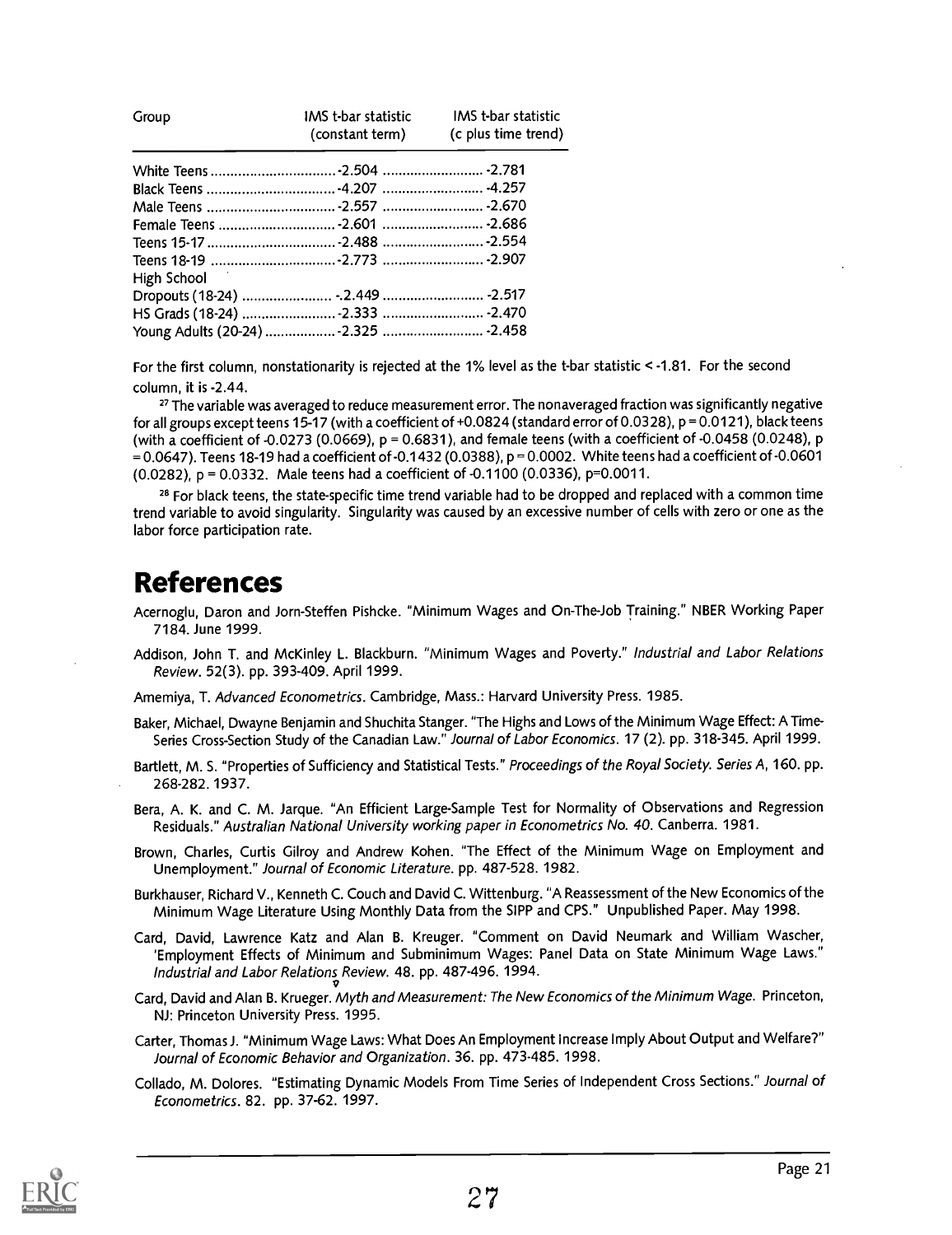| Group | IMS t-bar statistic (constant term) | IMS t-bar statistic (c plus time trend) |
|---|---|---|
| White Teens | -2.504 | -2.781 |
| Black Teens | -4.207 | -4.257 |
| Male Teens | -2.557 | -2.670 |
| Female Teens | -2.601 | -2.686 |
| Teens 15-17 | -2.488 | -2.554 |
| Teens 18-19 | -2.773 | -2.907 |
| High School Dropouts (18-24) | -2.449 | -2.517 |
| HS Grads (18-24) | -2.333 | -2.470 |
| Young Adults (20-24) | -2.325 | -2.458 |

For the first column, nonstationarity is rejected at the 1% level as the t-bar statistic < -1.81. For the second column, it is -2.44.

[27] The variable was averaged to reduce measurement error. The nonaveraged fraction was significantly negative for all groups except teens 15-17 (with a coefficient of +0.0824 (standard error of 0.0328), p = 0.0121), black teens (with a coefficient of -0.0273 (0.0669), p = 0.6831), and female teens (with a coefficient of -0.0458 (0.0248), p = 0.0647). Teens 18-19 had a coefficient of -0.1432 (0.0388), p = 0.0002. White teens had a coefficient of -0.0601 (0.0282), p = 0.0332. Male teens had a coefficient of -0.1100 (0.0336), p=0.0011.

[28] For black teens, the state-specific time trend variable had to be dropped and replaced with a common time trend variable to avoid singularity. Singularity was caused by an excessive number of cells with zero or one as the labor force participation rate.

# References

Acernoglu, Daron and Jorn-Steffen Pishcke. "Minimum Wages and On-The-Job Training." NBER Working Paper 7184. June 1999.

Addison, John T. and McKinley L. Blackburn. "Minimum Wages and Poverty." *Industrial and Labor Relations Review*. 52(3). pp. 393-409. April 1999.

Amemiya, T. *Advanced Econometrics*. Cambridge, Mass.: Harvard University Press. 1985.

Baker, Michael, Dwayne Benjamin and Shuchita Stanger. "The Highs and Lows of the Minimum Wage Effect: A Time-Series Cross-Section Study of the Canadian Law." *Journal of Labor Economics*. 17 (2). pp. 318-345. April 1999.

Bartlett, M. S. "Properties of Sufficiency and Statistical Tests." *Proceedings of the Royal Society. Series A*, 160. pp. 268-282. 1937.

Bera, A. K. and C. M. Jarque. "An Efficient Large-Sample Test for Normality of Observations and Regression Residuals." *Australian National University working paper in Econometrics No. 40*. Canberra. 1981.

Brown, Charles, Curtis Gilroy and Andrew Kohen. "The Effect of the Minimum Wage on Employment and Unemployment." *Journal of Economic Literature*. pp. 487-528. 1982.

Burkhauser, Richard V., Kenneth C. Couch and David C. Wittenburg. "A Reassessment of the New Economics of the Minimum Wage Literature Using Monthly Data from the SIPP and CPS." Unpublished Paper. May 1998.

Card, David, Lawrence Katz and Alan B. Kreuger. "Comment on David Neumark and William Wascher, 'Employment Effects of Minimum and Subminimum Wages: Panel Data on State Minimum Wage Laws." *Industrial and Labor Relations Review*. 48. pp. 487-496. 1994.

Card, David and Alan B. Kreuger. *Myth and Measurement: The New Economics of the Minimum Wage*. Princeton, NJ: Princeton University Press. 1995.

Carter, Thomas J. "Minimum Wage Laws: What Does An Employment Increase Imply About Output and Welfare?" *Journal of Economic Behavior and Organization*. 36. pp. 473-485. 1998.

Collado, M. Dolores. "Estimating Dynamic Models From Time Series of Independent Cross Sections." *Journal of Econometrics*. 82. pp. 37-62. 1997.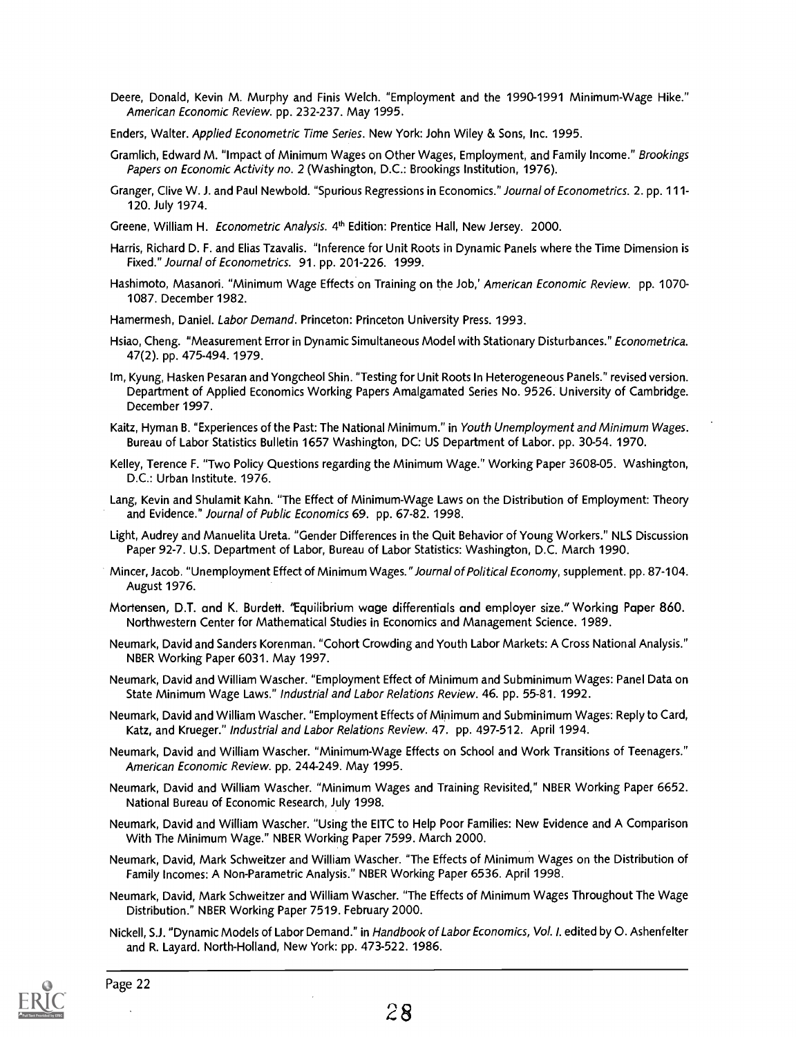Deere, Donald, Kevin M. Murphy and Finis Welch. "Employment and the 1990-1991 Minimum-Wage Hike." *American Economic Review*. pp. 232-237. May 1995.

Enders, Walter. *Applied Econometric Time Series*. New York: John Wiley & Sons, Inc. 1995.

Gramlich, Edward M. "Impact of Minimum Wages on Other Wages, Employment, and Family Income." *Brookings Papers on Economic Activity no. 2* (Washington, D.C.: Brookings Institution, 1976).

Granger, Clive W. J. and Paul Newbold. "Spurious Regressions in Economics." *Journal of Econometrics*. 2. pp. 111-120. July 1974.

Greene, William H. *Econometric Analysis*. 4th Edition: Prentice Hall, New Jersey. 2000.

Harris, Richard D. F. and Elias Tzavalis. "Inference for Unit Roots in Dynamic Panels where the Time Dimension is Fixed." *Journal of Econometrics*. 91. pp. 201-226. 1999.

Hashimoto, Masanori. "Minimum Wage Effects on Training on the Job,' *American Economic Review*. pp. 1070-1087. December 1982.

Hamermesh, Daniel. *Labor Demand*. Princeton: Princeton University Press. 1993.

Hsiao, Cheng. "Measurement Error in Dynamic Simultaneous Model with Stationary Disturbances." *Econometrica*. 47(2). pp. 475-494. 1979.

Im, Kyung, Hasken Pesaran and Yongcheol Shin. "Testing for Unit Roots In Heterogeneous Panels." revised version. Department of Applied Economics Working Papers Amalgamated Series No. 9526. University of Cambridge. December 1997.

Kaitz, Hyman B. "Experiences of the Past: The National Minimum." in *Youth Unemployment and Minimum Wages*. Bureau of Labor Statistics Bulletin 1657 Washington, DC: US Department of Labor. pp. 30-54. 1970.

Kelley, Terence F. "Two Policy Questions regarding the Minimum Wage." Working Paper 3608-05. Washington, D.C.: Urban Institute. 1976.

Lang, Kevin and Shulamit Kahn. "The Effect of Minimum-Wage Laws on the Distribution of Employment: Theory and Evidence." *Journal of Public Economics* 69. pp. 67-82. 1998.

Light, Audrey and Manuelita Ureta. "Gender Differences in the Quit Behavior of Young Workers." NLS Discussion Paper 92-7. U.S. Department of Labor, Bureau of Labor Statistics: Washington, D.C. March 1990.

Mincer, Jacob. "Unemployment Effect of Minimum Wages." *Journal of Political Economy*, supplement. pp. 87-104. August 1976.

Mortensen, D.T. and K. Burdett. "Equilibrium wage differentials and employer size." Working Paper 860. Northwestern Center for Mathematical Studies in Economics and Management Science. 1989.

Neumark, David and Sanders Korenman. "Cohort Crowding and Youth Labor Markets: A Cross National Analysis." NBER Working Paper 6031. May 1997.

Neumark, David and William Wascher. "Employment Effect of Minimum and Subminimum Wages: Panel Data on State Minimum Wage Laws." *Industrial and Labor Relations Review*. 46. pp. 55-81. 1992.

Neumark, David and William Wascher. "Employment Effects of Minimum and Subminimum Wages: Reply to Card, Katz, and Krueger." *Industrial and Labor Relations Review*. 47. pp. 497-512. April 1994.

Neumark, David and William Wascher. "Minimum-Wage Effects on School and Work Transitions of Teenagers." *American Economic Review*. pp. 244-249. May 1995.

Neumark, David and William Wascher. "Minimum Wages and Training Revisited," NBER Working Paper 6652. National Bureau of Economic Research, July 1998.

Neumark, David and William Wascher. "Using the EITC to Help Poor Families: New Evidence and A Comparison With The Minimum Wage." NBER Working Paper 7599. March 2000.

Neumark, David, Mark Schweitzer and William Wascher. "The Effects of Minimum Wages on the Distribution of Family Incomes: A Non-Parametric Analysis." NBER Working Paper 6536. April 1998.

Neumark, David, Mark Schweitzer and William Wascher. "The Effects of Minimum Wages Throughout The Wage Distribution." NBER Working Paper 7519. February 2000.

Nickell, S.J. "Dynamic Models of Labor Demand." in *Handbook of Labor Economics, Vol. I*. edited by O. Ashenfelter and R. Layard. North-Holland, New York: pp. 473-522. 1986.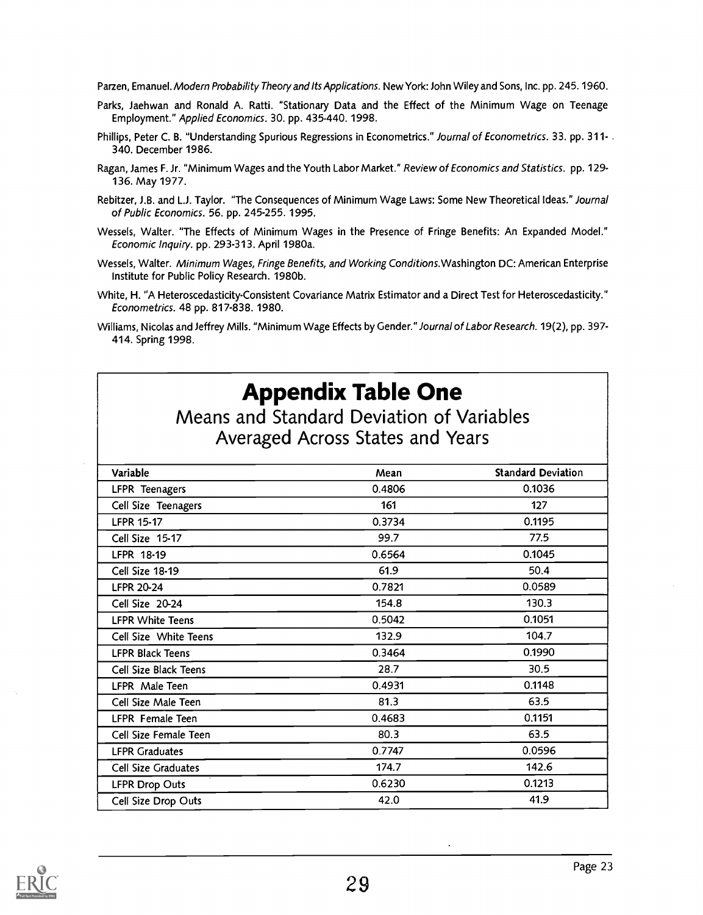Parzen, Emanuel. *Modern Probability Theory and Its Applications*. New York: John Wiley and Sons, Inc. pp. 245. 1960.

Parks, Jaehwan and Ronald A. Ratti. "Stationary Data and the Effect of the Minimum Wage on Teenage Employment." *Applied Economics*. 30. pp. 435-440. 1998.

Phillips, Peter C. B. "Understanding Spurious Regressions in Econometrics." *Journal of Econometrics*. 33. pp. 311-340. December 1986.

Ragan, James F. Jr. "Minimum Wages and the Youth Labor Market." *Review of Economics and Statistics*. pp. 129-136. May 1977.

Rebitzer, J.B. and L.J. Taylor. "The Consequences of Minimum Wage Laws: Some New Theoretical Ideas." *Journal of Public Economics*. 56. pp. 245-255. 1995.

Wessels, Walter. "The Effects of Minimum Wages in the Presence of Fringe Benefits: An Expanded Model." *Economic Inquiry*. pp. 293-313. April 1980a.

Wessels, Walter. *Minimum Wages, Fringe Benefits, and Working Conditions*.Washington DC: American Enterprise Institute for Public Policy Research. 1980b.

White, H. "A Heteroscedasticity-Consistent Covariance Matrix Estimator and a Direct Test for Heteroscedasticity." *Econometrics*. 48 pp. 817-838. 1980.

Williams, Nicolas and Jeffrey Mills. "Minimum Wage Effects by Gender." *Journal of Labor Research*. 19(2), pp. 397-414. Spring 1998.

# Appendix Table One

## Means and Standard Deviation of Variables Averaged Across States and Years

| Variable | Mean | Standard Deviation |
|---|---|---|
| LFPR Teenagers | 0.4806 | 0.1036 |
| Cell Size Teenagers | 161 | 127 |
| LFPR 15-17 | 0.3734 | 0.1195 |
| Cell Size 15-17 | 99.7 | 77.5 |
| LFPR 18-19 | 0.6564 | 0.1045 |
| Cell Size 18-19 | 61.9 | 50.4 |
| LFPR 20-24 | 0.7821 | 0.0589 |
| Cell Size 20-24 | 154.8 | 130.3 |
| LFPR White Teens | 0.5042 | 0.1051 |
| Cell Size White Teens | 132.9 | 104.7 |
| LFPR Black Teens | 0.3464 | 0.1990 |
| Cell Size Black Teens | 28.7 | 30.5 |
| LFPR Male Teen | 0.4931 | 0.1148 |
| Cell Size Male Teen | 81.3 | 63.5 |
| LFPR Female Teen | 0.4683 | 0.1151 |
| Cell Size Female Teen | 80.3 | 63.5 |
| LFPR Graduates | 0.7747 | 0.0596 |
| Cell Size Graduates | 174.7 | 142.6 |
| LFPR Drop Outs | 0.6230 | 0.1213 |
| Cell Size Drop Outs | 42.0 | 41.9 |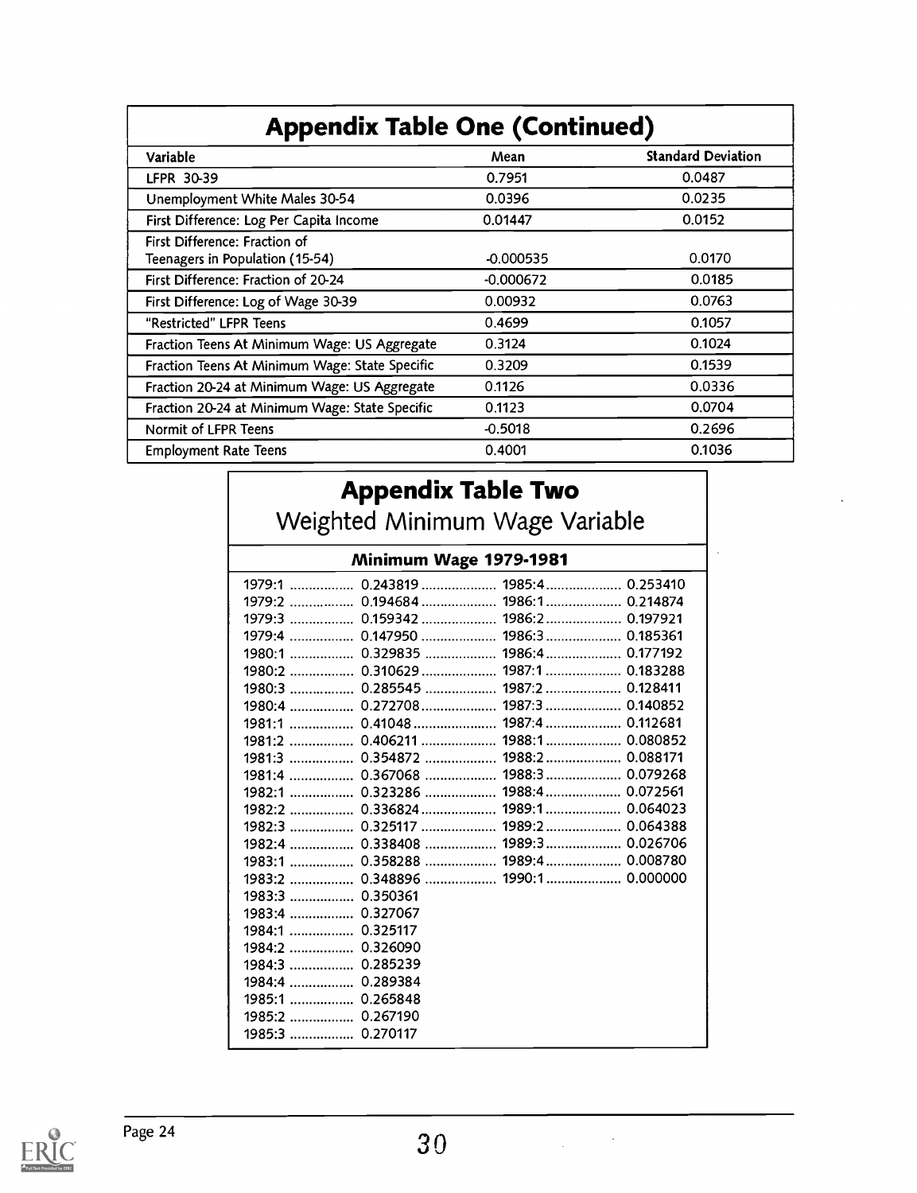## Appendix Table One (Continued)

| Variable | Mean | Standard Deviation |
|---|---|---|
| LFPR 30-39 | 0.7951 | 0.0487 |
| Unemployment White Males 30-54 | 0.0396 | 0.0235 |
| First Difference: Log Per Capita Income | 0.01447 | 0.0152 |
| First Difference: Fraction of Teenagers in Population (15-54) | -0.000535 | 0.0170 |
| First Difference: Fraction of 20-24 | -0.000672 | 0.0185 |
| First Difference: Log of Wage 30-39 | 0.00932 | 0.0763 |
| "Restricted" LFPR Teens | 0.4699 | 0.1057 |
| Fraction Teens At Minimum Wage: US Aggregate | 0.3124 | 0.1024 |
| Fraction Teens At Minimum Wage: State Specific | 0.3209 | 0.1539 |
| Fraction 20-24 at Minimum Wage: US Aggregate | 0.1126 | 0.0336 |
| Fraction 20-24 at Minimum Wage: State Specific | 0.1123 | 0.0704 |
| Normit of LFPR Teens | -0.5018 | 0.2696 |
| Employment Rate Teens | 0.4001 | 0.1036 |

## Appendix Table Two

### Weighted Minimum Wage Variable

**Minimum Wage 1979-1981**

| Quarter | Value | Quarter | Value |
|---|---|---|---|
| 1979:1 | 0.243819 | 1985:4 | 0.253410 |
| 1979:2 | 0.194684 | 1986:1 | 0.214874 |
| 1979:3 | 0.159342 | 1986:2 | 0.197921 |
| 1979:4 | 0.147950 | 1986:3 | 0.185361 |
| 1980:1 | 0.329835 | 1986:4 | 0.177192 |
| 1980:2 | 0.310629 | 1987:1 | 0.183288 |
| 1980:3 | 0.285545 | 1987:2 | 0.128411 |
| 1980:4 | 0.272708 | 1987:3 | 0.140852 |
| 1981:1 | 0.41048 | 1987:4 | 0.112681 |
| 1981:2 | 0.406211 | 1988:1 | 0.080852 |
| 1981:3 | 0.354872 | 1988:2 | 0.088171 |
| 1981:4 | 0.367068 | 1988:3 | 0.079268 |
| 1982:1 | 0.323286 | 1988:4 | 0.072561 |
| 1982:2 | 0.336824 | 1989:1 | 0.064023 |
| 1982:3 | 0.325117 | 1989:2 | 0.064388 |
| 1982:4 | 0.338408 | 1989:3 | 0.026706 |
| 1983:1 | 0.358288 | 1989:4 | 0.008780 |
| 1983:2 | 0.348896 | 1990:1 | 0.000000 |
| 1983:3 | 0.350361 | | |
| 1983:4 | 0.327067 | | |
| 1984:1 | 0.325117 | | |
| 1984:2 | 0.326090 | | |
| 1984:3 | 0.285239 | | |
| 1984:4 | 0.289384 | | |
| 1985:1 | 0.265848 | | |
| 1985:2 | 0.267190 | | |
| 1985:3 | 0.270117 | | |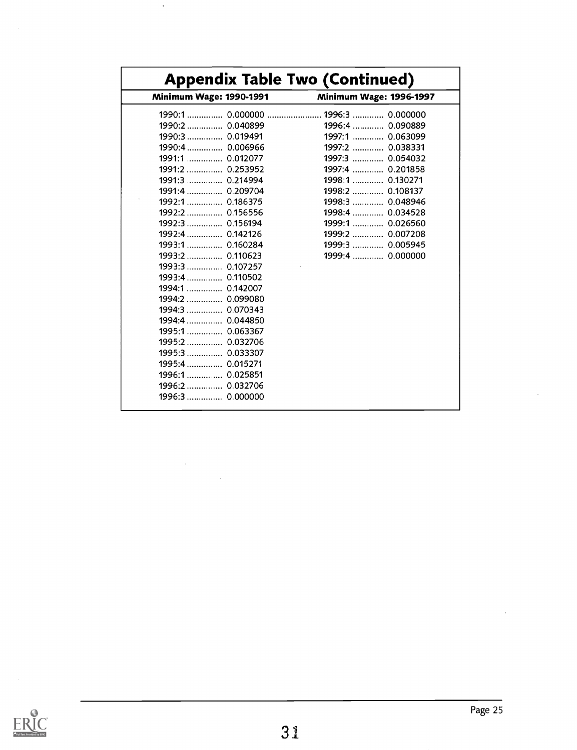## Appendix Table Two (Continued)

| Minimum Wage: 1990-1991 | | Minimum Wage: 1996-1997 | |
|---|---|---|---|
| 1990:1 | 0.000000 | 1996:3 | 0.000000 |
| 1990:2 | 0.040899 | 1996:4 | 0.090889 |
| 1990:3 | 0.019491 | 1997:1 | 0.063099 |
| 1990:4 | 0.006966 | 1997:2 | 0.038331 |
| 1991:1 | 0.012077 | 1997:3 | 0.054032 |
| 1991:2 | 0.253952 | 1997:4 | 0.201858 |
| 1991:3 | 0.214994 | 1998:1 | 0.130271 |
| 1991:4 | 0.209704 | 1998:2 | 0.108137 |
| 1992:1 | 0.186375 | 1998:3 | 0.048946 |
| 1992:2 | 0.156556 | 1998:4 | 0.034528 |
| 1992:3 | 0.156194 | 1999:1 | 0.026560 |
| 1992:4 | 0.142126 | 1999:2 | 0.007208 |
| 1993:1 | 0.160284 | 1999:3 | 0.005945 |
| 1993:2 | 0.110623 | 1999:4 | 0.000000 |
| 1993:3 | 0.107257 | | |
| 1993:4 | 0.110502 | | |
| 1994:1 | 0.142007 | | |
| 1994:2 | 0.099080 | | |
| 1994:3 | 0.070343 | | |
| 1994:4 | 0.044850 | | |
| 1995:1 | 0.063367 | | |
| 1995:2 | 0.032706 | | |
| 1995:3 | 0.033307 | | |
| 1995:4 | 0.015271 | | |
| 1996:1 | 0.025851 | | |
| 1996:2 | 0.032706 | | |
| 1996:3 | 0.000000 | | |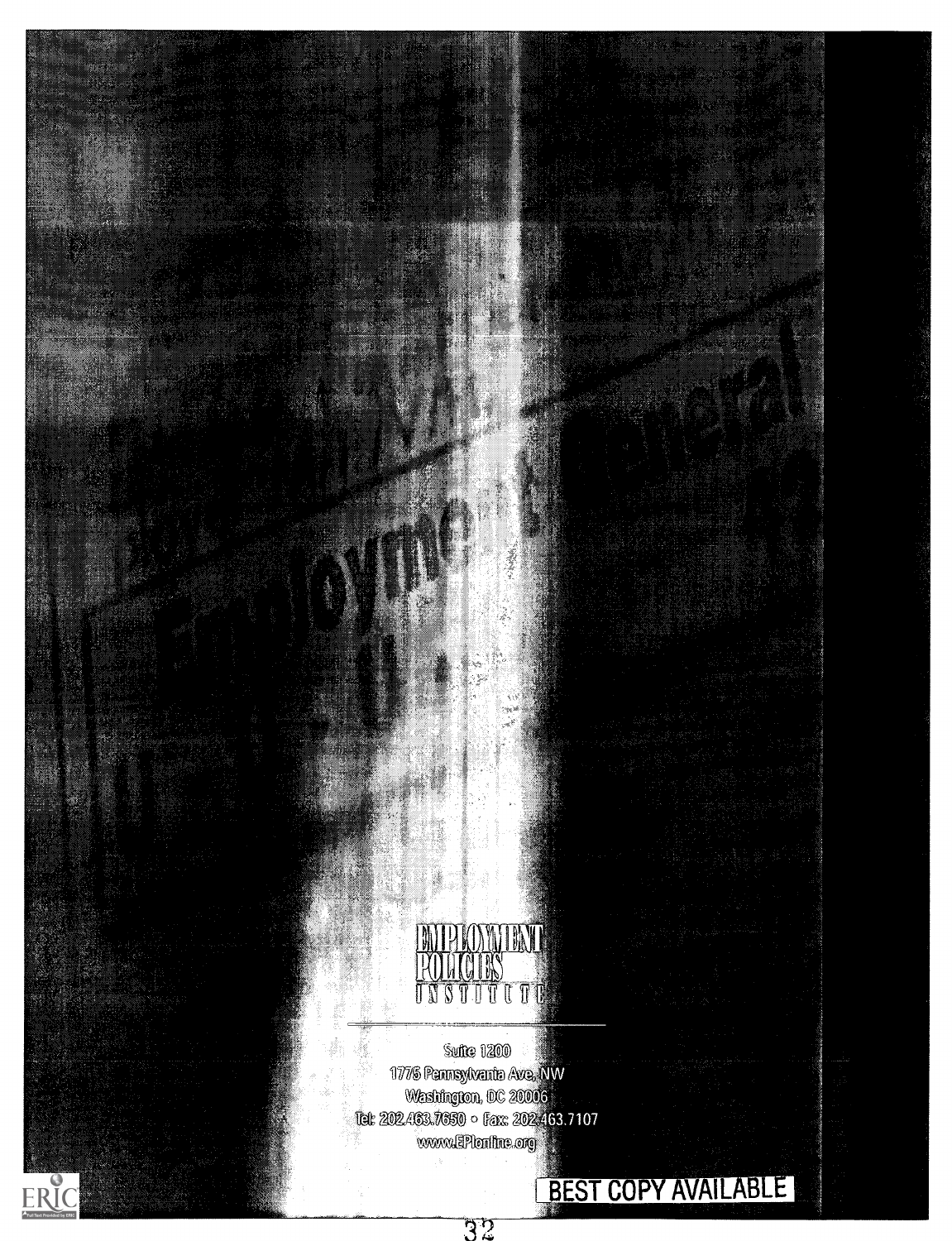EMPLOYMENT POLICIES INSTITUTE

Suite 1200
1775 Pennsylvania Ave. NW
Washington, DC 20006
Tel: 202.463.7650 • Fax: 202.463.7107
www.EPIonline.org

BEST COPY AVAILABLE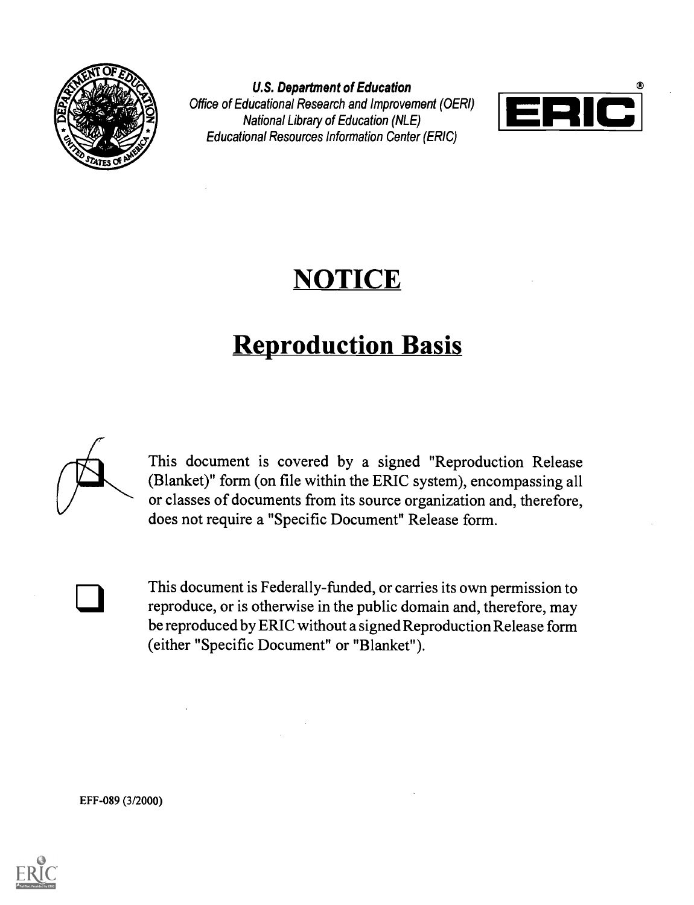**U.S. Department of Education**
*Office of Educational Research and Improvement (OERI)*
*National Library of Education (NLE)*
*Educational Resources Information Center (ERIC)*

ERIC®

# NOTICE

# Reproduction Basis

- [x] This document is covered by a signed "Reproduction Release (Blanket)" form (on file within the ERIC system), encompassing all or classes of documents from its source organization and, therefore, does not require a "Specific Document" Release form.

- [ ] This document is Federally-funded, or carries its own permission to reproduce, or is otherwise in the public domain and, therefore, may be reproduced by ERIC without a signed Reproduction Release form (either "Specific Document" or "Blanket").

EFF-089 (3/2000)